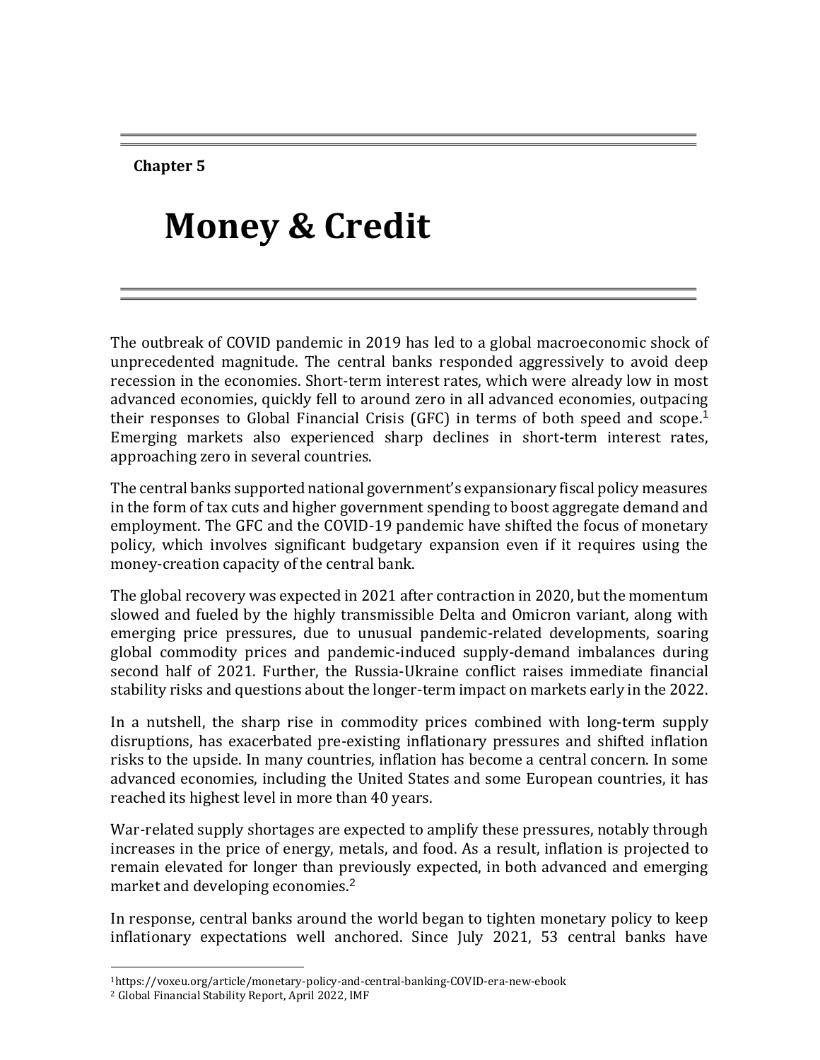Chapter 5

# Money & Credit

The outbreak of COVID pandemic in 2019 has led to a global macroeconomic shock of unprecedented magnitude. The central banks responded aggressively to avoid deep recession in the economies. Short-term interest rates, which were already low in most advanced economies, quickly fell to around zero in all advanced economies, outpacing their responses to Global Financial Crisis (GFC) in terms of both speed and scope.[1] Emerging markets also experienced sharp declines in short-term interest rates, approaching zero in several countries.

The central banks supported national government's expansionary fiscal policy measures in the form of tax cuts and higher government spending to boost aggregate demand and employment. The GFC and the COVID-19 pandemic have shifted the focus of monetary policy, which involves significant budgetary expansion even if it requires using the money-creation capacity of the central bank.

The global recovery was expected in 2021 after contraction in 2020, but the momentum slowed and fueled by the highly transmissible Delta and Omicron variant, along with emerging price pressures, due to unusual pandemic-related developments, soaring global commodity prices and pandemic-induced supply-demand imbalances during second half of 2021. Further, the Russia-Ukraine conflict raises immediate financial stability risks and questions about the longer-term impact on markets early in the 2022.

In a nutshell, the sharp rise in commodity prices combined with long-term supply disruptions, has exacerbated pre-existing inflationary pressures and shifted inflation risks to the upside. In many countries, inflation has become a central concern. In some advanced economies, including the United States and some European countries, it has reached its highest level in more than 40 years.

War-related supply shortages are expected to amplify these pressures, notably through increases in the price of energy, metals, and food. As a result, inflation is projected to remain elevated for longer than previously expected, in both advanced and emerging market and developing economies.[2]

In response, central banks around the world began to tighten monetary policy to keep inflationary expectations well anchored. Since July 2021, 53 central banks have

[1] https://voxeu.org/article/monetary-policy-and-central-banking-COVID-era-new-ebook
[2] Global Financial Stability Report, April 2022, IMF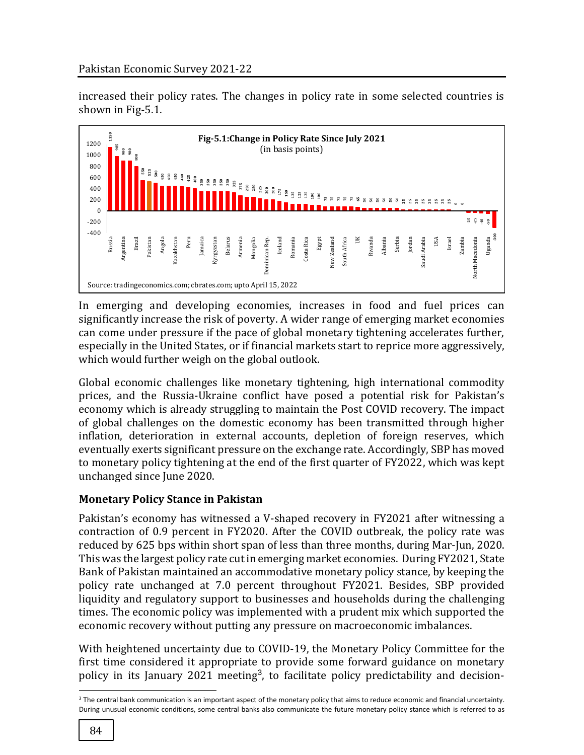increased their policy rates. The changes in policy rate in some selected countries is shown in Fig-5.1.

**Fig-5.1:Change in Policy Rate Since July 2021**
(in basis points)

Source: tradingeconomics.com; cbrates.com; upto April 15, 2022

In emerging and developing economies, increases in food and fuel prices can significantly increase the risk of poverty. A wider range of emerging market economies can come under pressure if the pace of global monetary tightening accelerates further, especially in the United States, or if financial markets start to reprice more aggressively, which would further weigh on the global outlook.

Global economic challenges like monetary tightening, high international commodity prices, and the Russia-Ukraine conflict have posed a potential risk for Pakistan's economy which is already struggling to maintain the Post COVID recovery. The impact of global challenges on the domestic economy has been transmitted through higher inflation, deterioration in external accounts, depletion of foreign reserves, which eventually exerts significant pressure on the exchange rate. Accordingly, SBP has moved to monetary policy tightening at the end of the first quarter of FY2022, which was kept unchanged since June 2020.

## Monetary Policy Stance in Pakistan

Pakistan's economy has witnessed a V-shaped recovery in FY2021 after witnessing a contraction of 0.9 percent in FY2020. After the COVID outbreak, the policy rate was reduced by 625 bps within short span of less than three months, during Mar-Jun, 2020. This was the largest policy rate cut in emerging market economies. During FY2021, State Bank of Pakistan maintained an accommodative monetary policy stance, by keeping the policy rate unchanged at 7.0 percent throughout FY2021. Besides, SBP provided liquidity and regulatory support to businesses and households during the challenging times. The economic policy was implemented with a prudent mix which supported the economic recovery without putting any pressure on macroeconomic imbalances.

With heightened uncertainty due to COVID-19, the Monetary Policy Committee for the first time considered it appropriate to provide some forward guidance on monetary policy in its January 2021 meeting[3], to facilitate policy predictability and decision-

[3] The central bank communication is an important aspect of the monetary policy that aims to reduce economic and financial uncertainty. During unusual economic conditions, some central banks also communicate the future monetary policy stance which is referred to as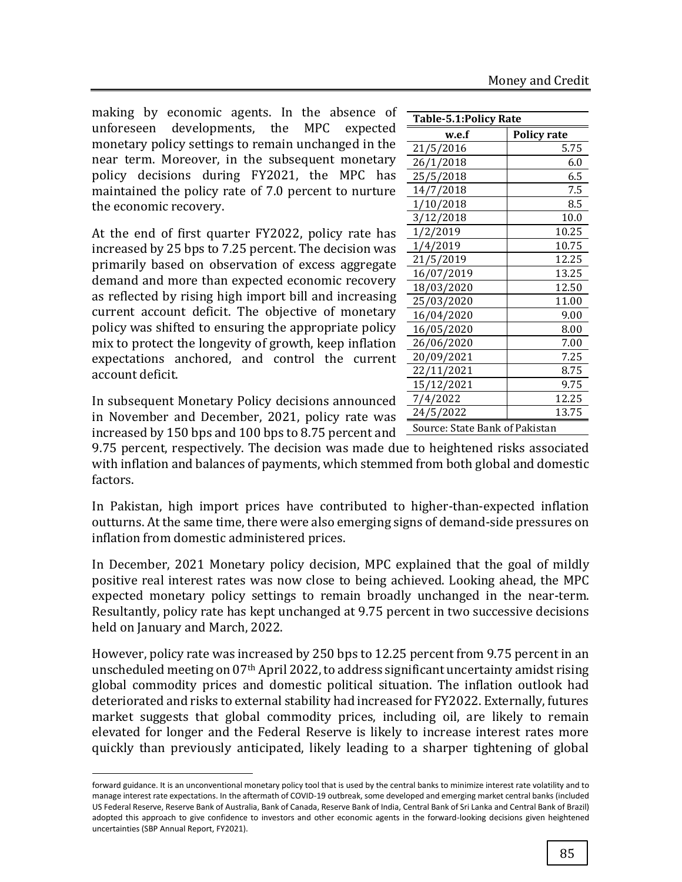making by economic agents. In the absence of unforeseen developments, the MPC expected monetary policy settings to remain unchanged in the near term. Moreover, in the subsequent monetary policy decisions during FY2021, the MPC has maintained the policy rate of 7.0 percent to nurture the economic recovery.

| Table-5.1:Policy Rate | |
|---|---|
| w.e.f | Policy rate |
| 21/5/2016 | 5.75 |
| 26/1/2018 | 6.0 |
| 25/5/2018 | 6.5 |
| 14/7/2018 | 7.5 |
| 1/10/2018 | 8.5 |
| 3/12/2018 | 10.0 |
| 1/2/2019 | 10.25 |
| 1/4/2019 | 10.75 |
| 21/5/2019 | 12.25 |
| 16/07/2019 | 13.25 |
| 18/03/2020 | 12.50 |
| 25/03/2020 | 11.00 |
| 16/04/2020 | 9.00 |
| 16/05/2020 | 8.00 |
| 26/06/2020 | 7.00 |
| 20/09/2021 | 7.25 |
| 22/11/2021 | 8.75 |
| 15/12/2021 | 9.75 |
| 7/4/2022 | 12.25 |
| 24/5/2022 | 13.75 |

Source: State Bank of Pakistan

At the end of first quarter FY2022, policy rate has increased by 25 bps to 7.25 percent. The decision was primarily based on observation of excess aggregate demand and more than expected economic recovery as reflected by rising high import bill and increasing current account deficit. The objective of monetary policy was shifted to ensuring the appropriate policy mix to protect the longevity of growth, keep inflation expectations anchored, and control the current account deficit.

In subsequent Monetary Policy decisions announced in November and December, 2021, policy rate was increased by 150 bps and 100 bps to 8.75 percent and 9.75 percent, respectively. The decision was made due to heightened risks associated with inflation and balances of payments, which stemmed from both global and domestic factors.

In Pakistan, high import prices have contributed to higher-than-expected inflation outturns. At the same time, there were also emerging signs of demand-side pressures on inflation from domestic administered prices.

In December, 2021 Monetary policy decision, MPC explained that the goal of mildly positive real interest rates was now close to being achieved. Looking ahead, the MPC expected monetary policy settings to remain broadly unchanged in the near-term. Resultantly, policy rate has kept unchanged at 9.75 percent in two successive decisions held on January and March, 2022.

However, policy rate was increased by 250 bps to 12.25 percent from 9.75 percent in an unscheduled meeting on 07th April 2022, to address significant uncertainty amidst rising global commodity prices and domestic political situation. The inflation outlook had deteriorated and risks to external stability had increased for FY2022. Externally, futures market suggests that global commodity prices, including oil, are likely to remain elevated for longer and the Federal Reserve is likely to increase interest rates more quickly than previously anticipated, likely leading to a sharper tightening of global

forward guidance. It is an unconventional monetary policy tool that is used by the central banks to minimize interest rate volatility and to manage interest rate expectations. In the aftermath of COVID-19 outbreak, some developed and emerging market central banks (included US Federal Reserve, Reserve Bank of Australia, Bank of Canada, Reserve Bank of India, Central Bank of Sri Lanka and Central Bank of Brazil) adopted this approach to give confidence to investors and other economic agents in the forward-looking decisions given heightened uncertainties (SBP Annual Report, FY2021).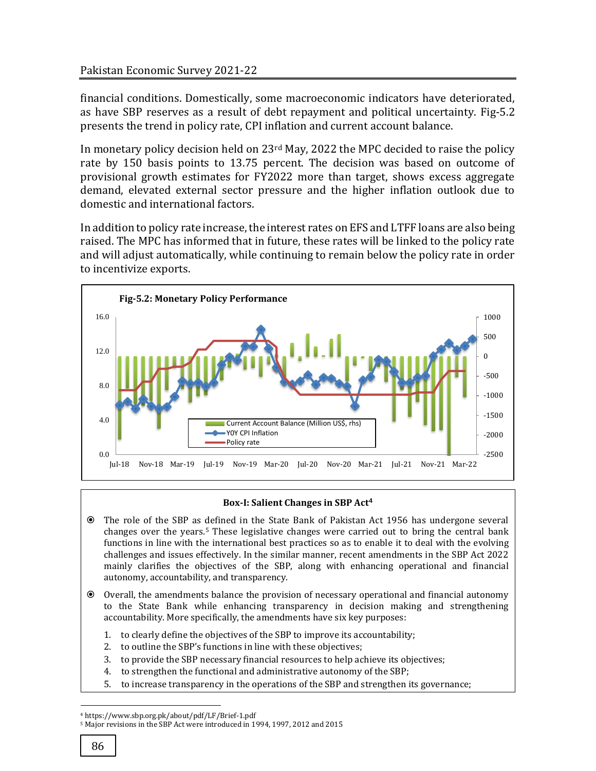financial conditions. Domestically, some macroeconomic indicators have deteriorated, as have SBP reserves as a result of debt repayment and political uncertainty. Fig-5.2 presents the trend in policy rate, CPI inflation and current account balance.

In monetary policy decision held on 23rd May, 2022 the MPC decided to raise the policy rate by 150 basis points to 13.75 percent. The decision was based on outcome of provisional growth estimates for FY2022 more than target, shows excess aggregate demand, elevated external sector pressure and the higher inflation outlook due to domestic and international factors.

In addition to policy rate increase, the interest rates on EFS and LTFF loans are also being raised. The MPC has informed that in future, these rates will be linked to the policy rate and will adjust automatically, while continuing to remain below the policy rate in order to incentivize exports.

**Fig-5.2: Monetary Policy Performance**

**Box-I: Salient Changes in SBP Act[4]**

- The role of the SBP as defined in the State Bank of Pakistan Act 1956 has undergone several changes over the years.[5] These legislative changes were carried out to bring the central bank functions in line with the international best practices so as to enable it to deal with the evolving challenges and issues effectively. In the similar manner, recent amendments in the SBP Act 2022 mainly clarifies the objectives of the SBP, along with enhancing operational and financial autonomy, accountability, and transparency.
- Overall, the amendments balance the provision of necessary operational and financial autonomy to the State Bank while enhancing transparency in decision making and strengthening accountability. More specifically, the amendments have six key purposes:
  1. to clearly define the objectives of the SBP to improve its accountability;
  2. to outline the SBP's functions in line with these objectives;
  3. to provide the SBP necessary financial resources to help achieve its objectives;
  4. to strengthen the functional and administrative autonomy of the SBP;
  5. to increase transparency in the operations of the SBP and strengthen its governance;

[4] https://www.sbp.org.pk/about/pdf/LF/Brief-1.pdf

[5] Major revisions in the SBP Act were introduced in 1994, 1997, 2012 and 2015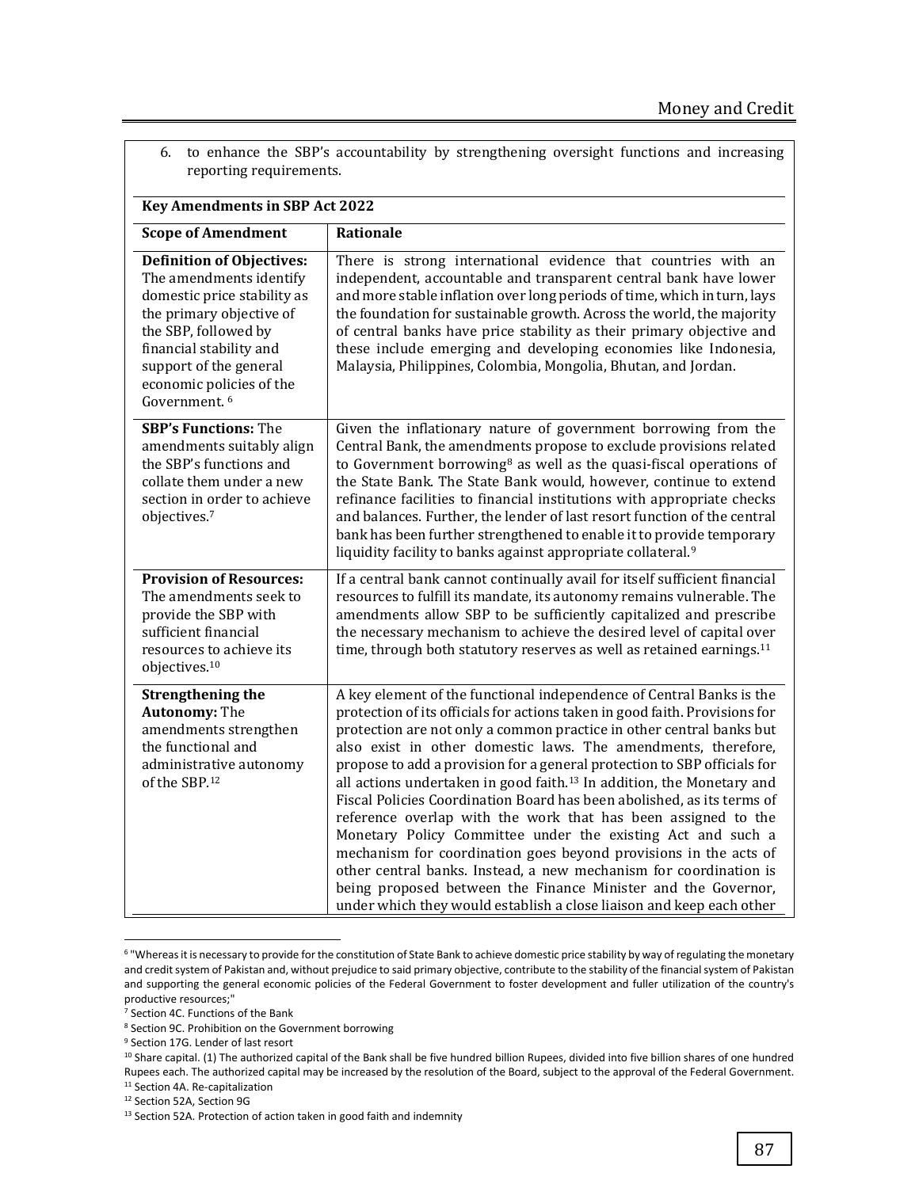6. to enhance the SBP's accountability by strengthening oversight functions and increasing reporting requirements.

**Key Amendments in SBP Act 2022**

| Scope of Amendment | Rationale |
|---|---|
| **Definition of Objectives:** The amendments identify domestic price stability as the primary objective of the SBP, followed by financial stability and support of the general economic policies of the Government. [6] | There is strong international evidence that countries with an independent, accountable and transparent central bank have lower and more stable inflation over long periods of time, which in turn, lays the foundation for sustainable growth. Across the world, the majority of central banks have price stability as their primary objective and these include emerging and developing economies like Indonesia, Malaysia, Philippines, Colombia, Mongolia, Bhutan, and Jordan. |
| **SBP's Functions:** The amendments suitably align the SBP's functions and collate them under a new section in order to achieve objectives.[7] | Given the inflationary nature of government borrowing from the Central Bank, the amendments propose to exclude provisions related to Government borrowing[8] as well as the quasi-fiscal operations of the State Bank. The State Bank would, however, continue to extend refinance facilities to financial institutions with appropriate checks and balances. Further, the lender of last resort function of the central bank has been further strengthened to enable it to provide temporary liquidity facility to banks against appropriate collateral.[9] |
| **Provision of Resources:** The amendments seek to provide the SBP with sufficient financial resources to achieve its objectives.[10] | If a central bank cannot continually avail for itself sufficient financial resources to fulfill its mandate, its autonomy remains vulnerable. The amendments allow SBP to be sufficiently capitalized and prescribe the necessary mechanism to achieve the desired level of capital over time, through both statutory reserves as well as retained earnings.[11] |
| **Strengthening the Autonomy:** The amendments strengthen the functional and administrative autonomy of the SBP.[12] | A key element of the functional independence of Central Banks is the protection of its officials for actions taken in good faith. Provisions for protection are not only a common practice in other central banks but also exist in other domestic laws. The amendments, therefore, propose to add a provision for a general protection to SBP officials for all actions undertaken in good faith.[13] In addition, the Monetary and Fiscal Policies Coordination Board has been abolished, as its terms of reference overlap with the work that has been assigned to the Monetary Policy Committee under the existing Act and such a mechanism for coordination goes beyond provisions in the acts of other central banks. Instead, a new mechanism for coordination is being proposed between the Finance Minister and the Governor, under which they would establish a close liaison and keep each other |

[6] "Whereas it is necessary to provide for the constitution of State Bank to achieve domestic price stability by way of regulating the monetary and credit system of Pakistan and, without prejudice to said primary objective, contribute to the stability of the financial system of Pakistan and supporting the general economic policies of the Federal Government to foster development and fuller utilization of the country's productive resources;"

[7] Section 4C. Functions of the Bank

[8] Section 9C. Prohibition on the Government borrowing

[9] Section 17G. Lender of last resort

[10] Share capital. (1) The authorized capital of the Bank shall be five hundred billion Rupees, divided into five billion shares of one hundred Rupees each. The authorized capital may be increased by the resolution of the Board, subject to the approval of the Federal Government.

[11] Section 4A. Re-capitalization

[12] Section 52A, Section 9G

[13] Section 52A. Protection of action taken in good faith and indemnity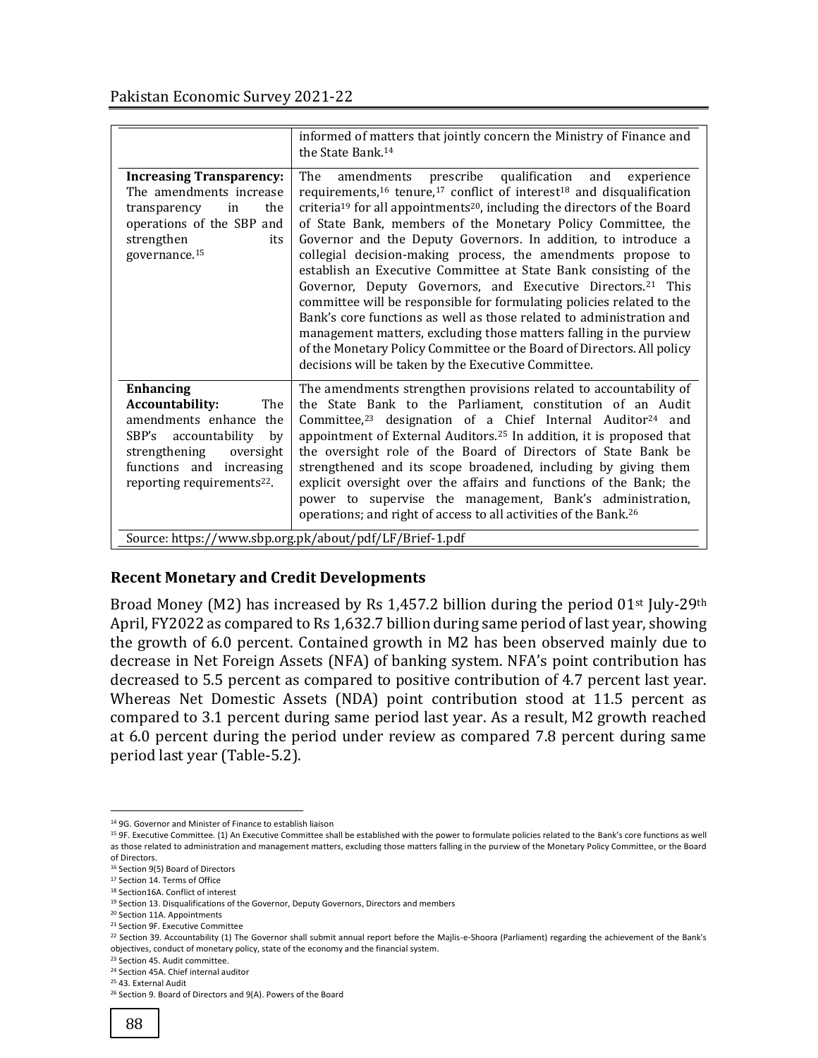| | |
|---|---|
| | informed of matters that jointly concern the Ministry of Finance and the State Bank.[14] |
| **Increasing Transparency:** The amendments increase transparency in the operations of the SBP and strengthen its governance.[15] | The amendments prescribe qualification and experience requirements,[16] tenure,[17] conflict of interest[18] and disqualification criteria[19] for all appointments[20], including the directors of the Board of State Bank, members of the Monetary Policy Committee, the Governor and the Deputy Governors. In addition, to introduce a collegial decision-making process, the amendments propose to establish an Executive Committee at State Bank consisting of the Governor, Deputy Governors, and Executive Directors.[21] This committee will be responsible for formulating policies related to the Bank's core functions as well as those related to administration and management matters, excluding those matters falling in the purview of the Monetary Policy Committee or the Board of Directors. All policy decisions will be taken by the Executive Committee. |
| **Enhancing Accountability:** The amendments enhance the SBP's accountability by strengthening oversight functions and increasing reporting requirements[22]. | The amendments strengthen provisions related to accountability of the State Bank to the Parliament, constitution of an Audit Committee,[23] designation of a Chief Internal Auditor[24] and appointment of External Auditors.[25] In addition, it is proposed that the oversight role of the Board of Directors of State Bank be strengthened and its scope broadened, including by giving them explicit oversight over the affairs and functions of the Bank; the power to supervise the management, Bank's administration, operations; and right of access to all activities of the Bank.[26] |
| Source: https://www.sbp.org.pk/about/pdf/LF/Brief-1.pdf | |

### Recent Monetary and Credit Developments

Broad Money (M2) has increased by Rs 1,457.2 billion during the period 01st July-29th April, FY2022 as compared to Rs 1,632.7 billion during same period of last year, showing the growth of 6.0 percent. Contained growth in M2 has been observed mainly due to decrease in Net Foreign Assets (NFA) of banking system. NFA's point contribution has decreased to 5.5 percent as compared to positive contribution of 4.7 percent last year. Whereas Net Domestic Assets (NDA) point contribution stood at 11.5 percent as compared to 3.1 percent during same period last year. As a result, M2 growth reached at 6.0 percent during the period under review as compared 7.8 percent during same period last year (Table-5.2).

---

[14] 9G. Governor and Minister of Finance to establish liaison

[15] 9F. Executive Committee. (1) An Executive Committee shall be established with the power to formulate policies related to the Bank's core functions as well as those related to administration and management matters, excluding those matters falling in the purview of the Monetary Policy Committee, or the Board of Directors.

[16] Section 9(5) Board of Directors

[17] Section 14. Terms of Office

[18] Section16A. Conflict of interest

[19] Section 13. Disqualifications of the Governor, Deputy Governors, Directors and members

[20] Section 11A. Appointments

[21] Section 9F. Executive Committee

[22] Section 39. Accountability (1) The Governor shall submit annual report before the Majlis-e-Shoora (Parliament) regarding the achievement of the Bank's objectives, conduct of monetary policy, state of the economy and the financial system.

[23] Section 45. Audit committee.

[24] Section 45A. Chief internal auditor

[25] 43. External Audit

[26] Section 9. Board of Directors and 9(A). Powers of the Board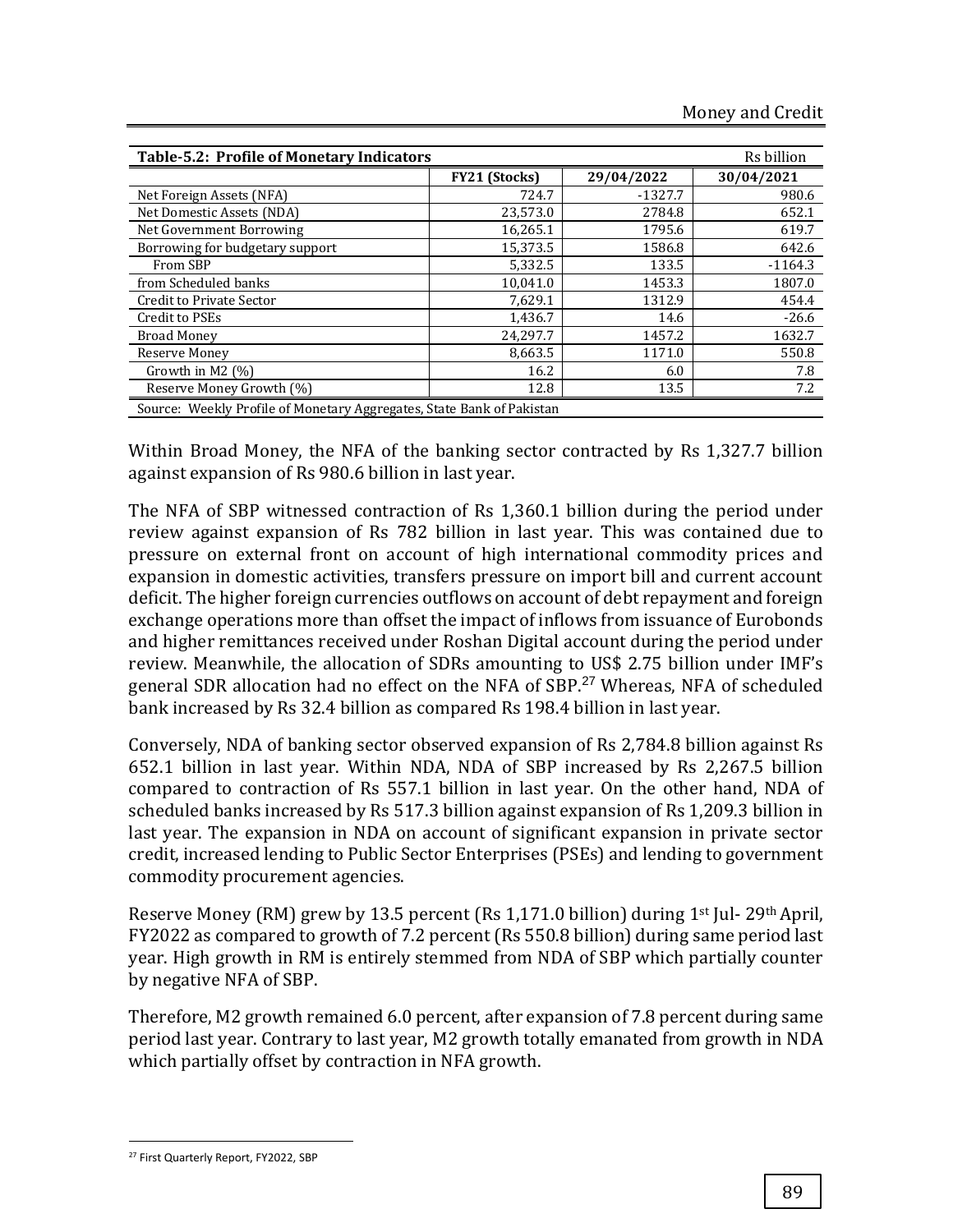**Table-5.2: Profile of Monetary Indicators** Rs billion

| | FY21 (Stocks) | 29/04/2022 | 30/04/2021 |
|---|---|---|---|
| Net Foreign Assets (NFA) | 724.7 | -1327.7 | 980.6 |
| Net Domestic Assets (NDA) | 23,573.0 | 2784.8 | 652.1 |
| Net Government Borrowing | 16,265.1 | 1795.6 | 619.7 |
| Borrowing for budgetary support | 15,373.5 | 1586.8 | 642.6 |
| From SBP | 5,332.5 | 133.5 | -1164.3 |
| from Scheduled banks | 10,041.0 | 1453.3 | 1807.0 |
| Credit to Private Sector | 7,629.1 | 1312.9 | 454.4 |
| Credit to PSEs | 1,436.7 | 14.6 | -26.6 |
| Broad Money | 24,297.7 | 1457.2 | 1632.7 |
| Reserve Money | 8,663.5 | 1171.0 | 550.8 |
| Growth in M2 (%) | 16.2 | 6.0 | 7.8 |
| Reserve Money Growth (%) | 12.8 | 13.5 | 7.2 |

Source: Weekly Profile of Monetary Aggregates, State Bank of Pakistan

Within Broad Money, the NFA of the banking sector contracted by Rs 1,327.7 billion against expansion of Rs 980.6 billion in last year.

The NFA of SBP witnessed contraction of Rs 1,360.1 billion during the period under review against expansion of Rs 782 billion in last year. This was contained due to pressure on external front on account of high international commodity prices and expansion in domestic activities, transfers pressure on import bill and current account deficit. The higher foreign currencies outflows on account of debt repayment and foreign exchange operations more than offset the impact of inflows from issuance of Eurobonds and higher remittances received under Roshan Digital account during the period under review. Meanwhile, the allocation of SDRs amounting to US$ 2.75 billion under IMF's general SDR allocation had no effect on the NFA of SBP.[27] Whereas, NFA of scheduled bank increased by Rs 32.4 billion as compared Rs 198.4 billion in last year.

Conversely, NDA of banking sector observed expansion of Rs 2,784.8 billion against Rs 652.1 billion in last year. Within NDA, NDA of SBP increased by Rs 2,267.5 billion compared to contraction of Rs 557.1 billion in last year. On the other hand, NDA of scheduled banks increased by Rs 517.3 billion against expansion of Rs 1,209.3 billion in last year. The expansion in NDA on account of significant expansion in private sector credit, increased lending to Public Sector Enterprises (PSEs) and lending to government commodity procurement agencies.

Reserve Money (RM) grew by 13.5 percent (Rs 1,171.0 billion) during 1st Jul- 29th April, FY2022 as compared to growth of 7.2 percent (Rs 550.8 billion) during same period last year. High growth in RM is entirely stemmed from NDA of SBP which partially counter by negative NFA of SBP.

Therefore, M2 growth remained 6.0 percent, after expansion of 7.8 percent during same period last year. Contrary to last year, M2 growth totally emanated from growth in NDA which partially offset by contraction in NFA growth.

[27] First Quarterly Report, FY2022, SBP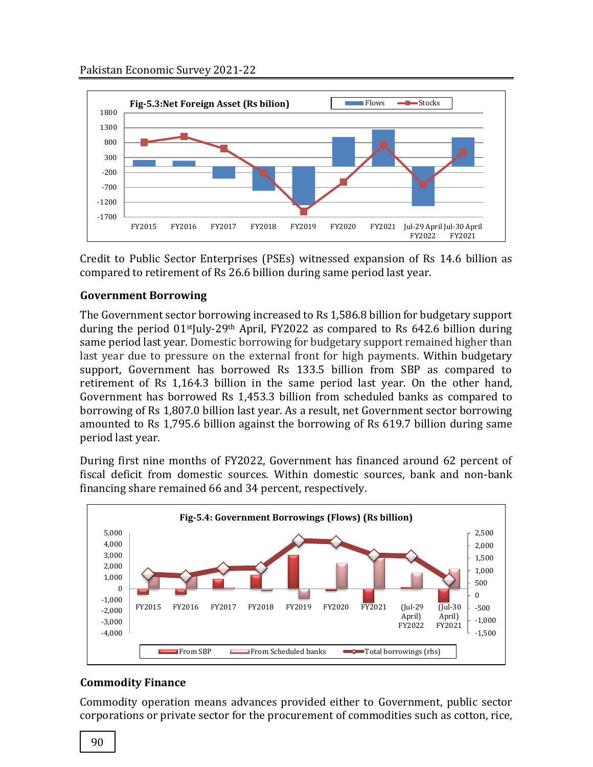Fig-5.3:Net Foreign Asset (Rs bilion)

Credit to Public Sector Enterprises (PSEs) witnessed expansion of Rs 14.6 billion as compared to retirement of Rs 26.6 billion during same period last year.

### Government Borrowing

The Government sector borrowing increased to Rs 1,586.8 billion for budgetary support during the period 01st July-29th April, FY2022 as compared to Rs 642.6 billion during same period last year. Domestic borrowing for budgetary support remained higher than last year due to pressure on the external front for high payments. Within budgetary support, Government has borrowed Rs 133.5 billion from SBP as compared to retirement of Rs 1,164.3 billion in the same period last year. On the other hand, Government has borrowed Rs 1,453.3 billion from scheduled banks as compared to borrowing of Rs 1,807.0 billion last year. As a result, net Government sector borrowing amounted to Rs 1,795.6 billion against the borrowing of Rs 619.7 billion during same period last year.

During first nine months of FY2022, Government has financed around 62 percent of fiscal deficit from domestic sources. Within domestic sources, bank and non-bank financing share remained 66 and 34 percent, respectively.

Fig-5.4: Government Borrowings (Flows) (Rs billion)

### Commodity Finance

Commodity operation means advances provided either to Government, public sector corporations or private sector for the procurement of commodities such as cotton, rice,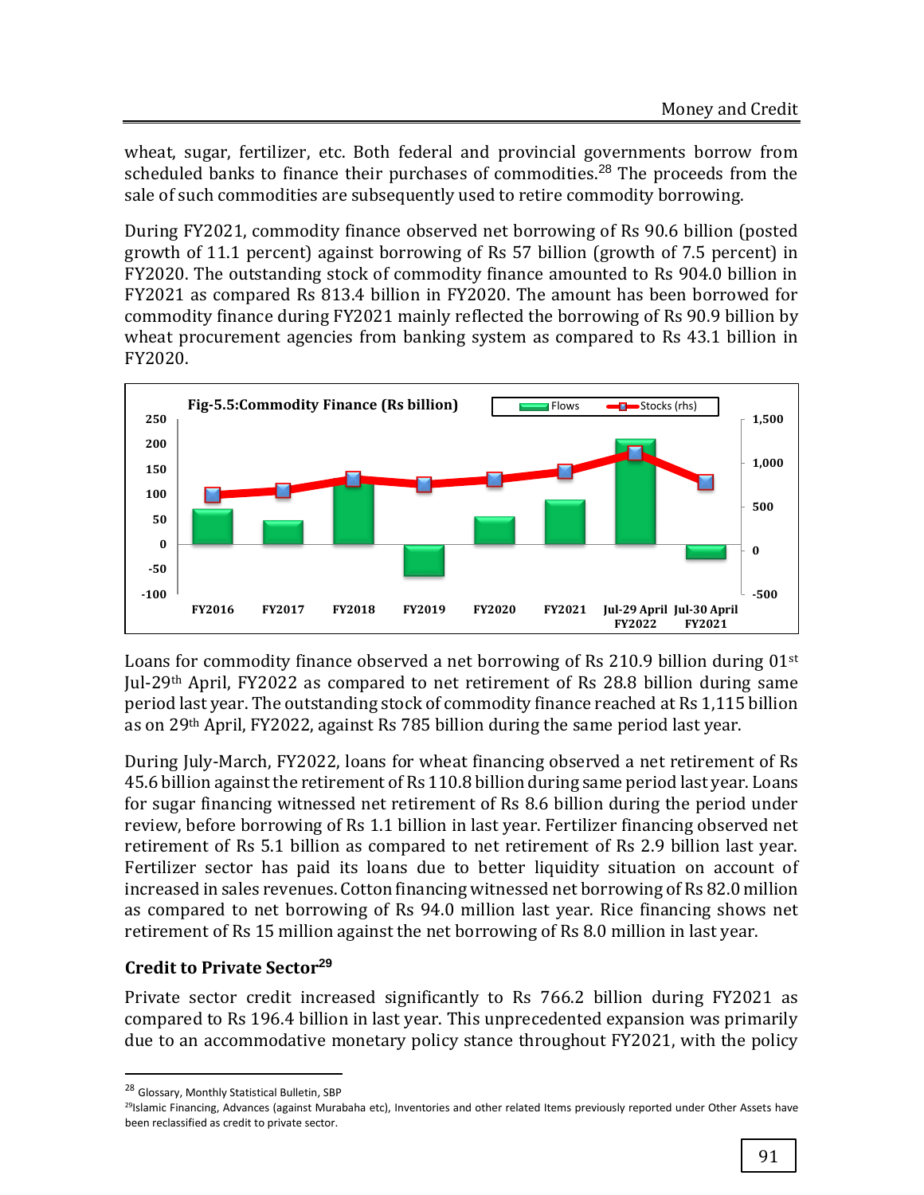wheat, sugar, fertilizer, etc. Both federal and provincial governments borrow from scheduled banks to finance their purchases of commodities.[28] The proceeds from the sale of such commodities are subsequently used to retire commodity borrowing.

During FY2021, commodity finance observed net borrowing of Rs 90.6 billion (posted growth of 11.1 percent) against borrowing of Rs 57 billion (growth of 7.5 percent) in FY2020. The outstanding stock of commodity finance amounted to Rs 904.0 billion in FY2021 as compared Rs 813.4 billion in FY2020. The amount has been borrowed for commodity finance during FY2021 mainly reflected the borrowing of Rs 90.9 billion by wheat procurement agencies from banking system as compared to Rs 43.1 billion in FY2020.

Fig-5.5:Commodity Finance (Rs billion)

Loans for commodity finance observed a net borrowing of Rs 210.9 billion during 01st Jul-29th April, FY2022 as compared to net retirement of Rs 28.8 billion during same period last year. The outstanding stock of commodity finance reached at Rs 1,115 billion as on 29th April, FY2022, against Rs 785 billion during the same period last year.

During July-March, FY2022, loans for wheat financing observed a net retirement of Rs 45.6 billion against the retirement of Rs 110.8 billion during same period last year. Loans for sugar financing witnessed net retirement of Rs 8.6 billion during the period under review, before borrowing of Rs 1.1 billion in last year. Fertilizer financing observed net retirement of Rs 5.1 billion as compared to net retirement of Rs 2.9 billion last year. Fertilizer sector has paid its loans due to better liquidity situation on account of increased in sales revenues. Cotton financing witnessed net borrowing of Rs 82.0 million as compared to net borrowing of Rs 94.0 million last year. Rice financing shows net retirement of Rs 15 million against the net borrowing of Rs 8.0 million in last year.

### Credit to Private Sector[29]

Private sector credit increased significantly to Rs 766.2 billion during FY2021 as compared to Rs 196.4 billion in last year. This unprecedented expansion was primarily due to an accommodative monetary policy stance throughout FY2021, with the policy

---

[28] Glossary, Monthly Statistical Bulletin, SBP

[29] Islamic Financing, Advances (against Murabaha etc), Inventories and other related Items previously reported under Other Assets have been reclassified as credit to private sector.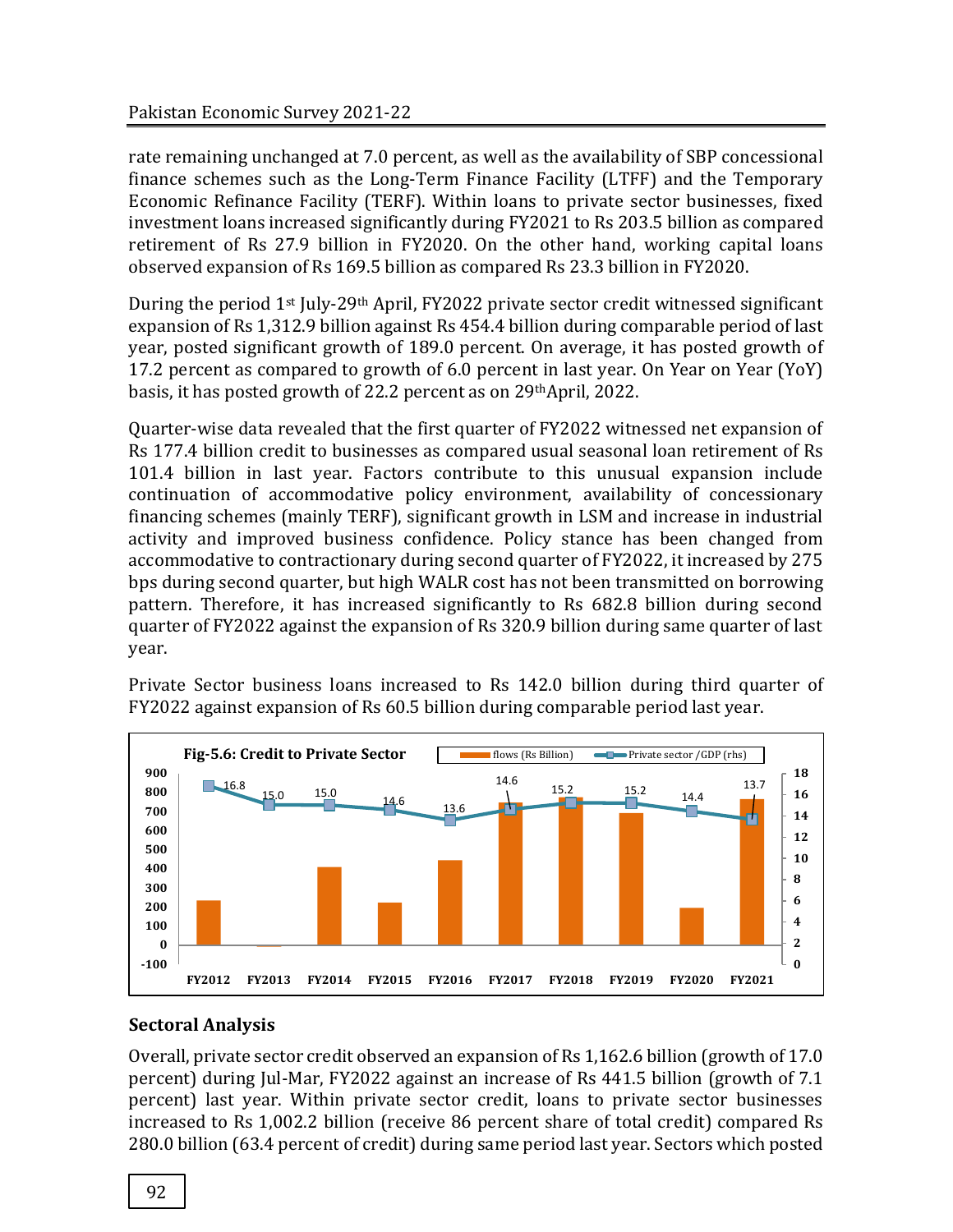rate remaining unchanged at 7.0 percent, as well as the availability of SBP concessional finance schemes such as the Long-Term Finance Facility (LTFF) and the Temporary Economic Refinance Facility (TERF). Within loans to private sector businesses, fixed investment loans increased significantly during FY2021 to Rs 203.5 billion as compared retirement of Rs 27.9 billion in FY2020. On the other hand, working capital loans observed expansion of Rs 169.5 billion as compared Rs 23.3 billion in FY2020.

During the period 1st July-29th April, FY2022 private sector credit witnessed significant expansion of Rs 1,312.9 billion against Rs 454.4 billion during comparable period of last year, posted significant growth of 189.0 percent. On average, it has posted growth of 17.2 percent as compared to growth of 6.0 percent in last year. On Year on Year (YoY) basis, it has posted growth of 22.2 percent as on 29th April, 2022.

Quarter-wise data revealed that the first quarter of FY2022 witnessed net expansion of Rs 177.4 billion credit to businesses as compared usual seasonal loan retirement of Rs 101.4 billion in last year. Factors contribute to this unusual expansion include continuation of accommodative policy environment, availability of concessionary financing schemes (mainly TERF), significant growth in LSM and increase in industrial activity and improved business confidence. Policy stance has been changed from accommodative to contractionary during second quarter of FY2022, it increased by 275 bps during second quarter, but high WALR cost has not been transmitted on borrowing pattern. Therefore, it has increased significantly to Rs 682.8 billion during second quarter of FY2022 against the expansion of Rs 320.9 billion during same quarter of last year.

Private Sector business loans increased to Rs 142.0 billion during third quarter of FY2022 against expansion of Rs 60.5 billion during comparable period last year.

**Fig-5.6: Credit to Private Sector**

| | FY2012 | FY2013 | FY2014 | FY2015 | FY2016 | FY2017 | FY2018 | FY2019 | FY2020 | FY2021 |
|---|---|---|---|---|---|---|---|---|---|---|
| Private sector /GDP (rhs) | 16.8 | 15.0 | 15.0 | 14.6 | 13.6 | 14.6 | 15.2 | 15.2 | 14.4 | 13.7 |

## Sectoral Analysis

Overall, private sector credit observed an expansion of Rs 1,162.6 billion (growth of 17.0 percent) during Jul-Mar, FY2022 against an increase of Rs 441.5 billion (growth of 7.1 percent) last year. Within private sector credit, loans to private sector businesses increased to Rs 1,002.2 billion (receive 86 percent share of total credit) compared Rs 280.0 billion (63.4 percent of credit) during same period last year. Sectors which posted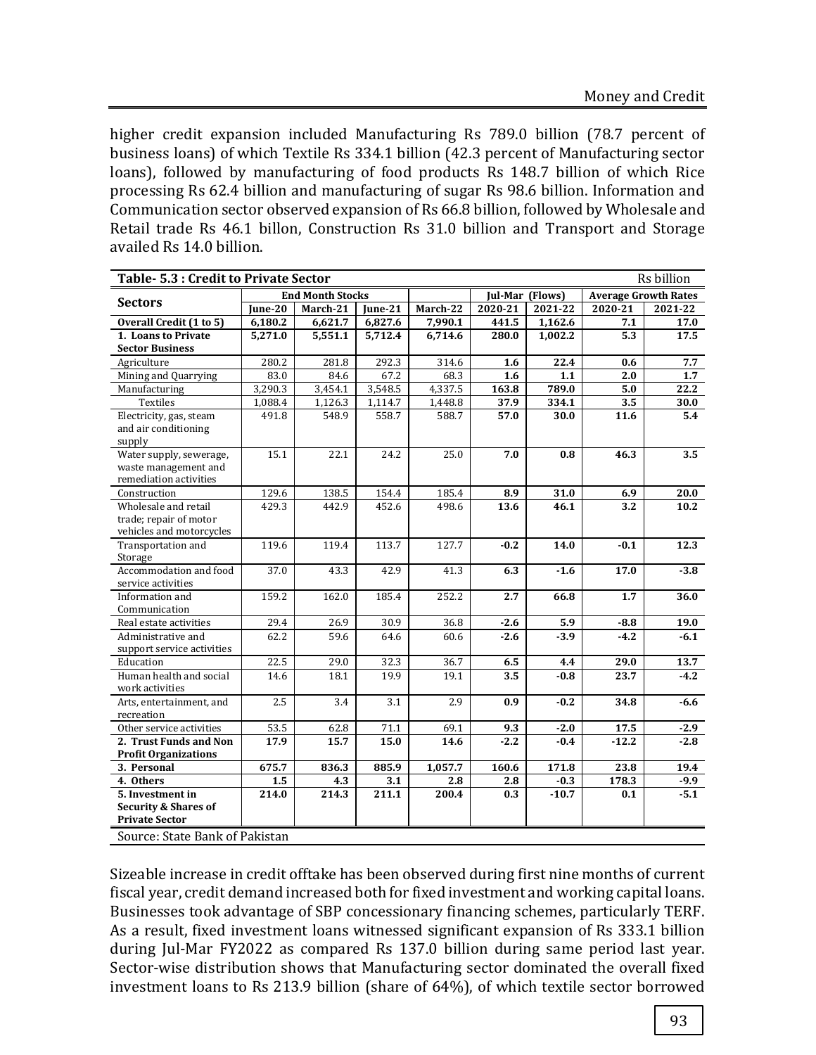higher credit expansion included Manufacturing Rs 789.0 billion (78.7 percent of business loans) of which Textile Rs 334.1 billion (42.3 percent of Manufacturing sector loans), followed by manufacturing of food products Rs 148.7 billion of which Rice processing Rs 62.4 billion and manufacturing of sugar Rs 98.6 billion. Information and Communication sector observed expansion of Rs 66.8 billion, followed by Wholesale and Retail trade Rs 46.1 billon, Construction Rs 31.0 billion and Transport and Storage availed Rs 14.0 billion.

**Table- 5.3 : Credit to Private Sector** (Rs billion)

| Sectors | End Month Stocks | | | | Jul-Mar (Flows) | | Average Growth Rates | |
|---|---|---|---|---|---|---|---|---|
| | June-20 | March-21 | June-21 | March-22 | 2020-21 | 2021-22 | 2020-21 | 2021-22 |
| **Overall Credit (1 to 5)** | **6,180.2** | **6,621.7** | **6,827.6** | **7,990.1** | **441.5** | **1,162.6** | **7.1** | **17.0** |
| **1. Loans to Private Sector Business** | **5,271.0** | **5,551.1** | **5,712.4** | **6,714.6** | **280.0** | **1,002.2** | **5.3** | **17.5** |
| Agriculture | 280.2 | 281.8 | 292.3 | 314.6 | **1.6** | **22.4** | **0.6** | **7.7** |
| Mining and Quarrying | 83.0 | 84.6 | 67.2 | 68.3 | **1.6** | **1.1** | **2.0** | **1.7** |
| Manufacturing | 3,290.3 | 3,454.1 | 3,548.5 | 4,337.5 | **163.8** | **789.0** | **5.0** | **22.2** |
| Textiles | 1,088.4 | 1,126.3 | 1,114.7 | 1,448.8 | **37.9** | **334.1** | **3.5** | **30.0** |
| Electricity, gas, steam and air conditioning supply | 491.8 | 548.9 | 558.7 | 588.7 | **57.0** | **30.0** | **11.6** | **5.4** |
| Water supply, sewerage, waste management and remediation activities | 15.1 | 22.1 | 24.2 | 25.0 | **7.0** | **0.8** | **46.3** | **3.5** |
| Construction | 129.6 | 138.5 | 154.4 | 185.4 | **8.9** | **31.0** | **6.9** | **20.0** |
| Wholesale and retail trade; repair of motor vehicles and motorcycles | 429.3 | 442.9 | 452.6 | 498.6 | **13.6** | **46.1** | **3.2** | **10.2** |
| Transportation and Storage | 119.6 | 119.4 | 113.7 | 127.7 | **-0.2** | **14.0** | **-0.1** | **12.3** |
| Accommodation and food service activities | 37.0 | 43.3 | 42.9 | 41.3 | **6.3** | **-1.6** | **17.0** | **-3.8** |
| Information and Communication | 159.2 | 162.0 | 185.4 | 252.2 | **2.7** | **66.8** | **1.7** | **36.0** |
| Real estate activities | 29.4 | 26.9 | 30.9 | 36.8 | **-2.6** | **5.9** | **-8.8** | **19.0** |
| Administrative and support service activities | 62.2 | 59.6 | 64.6 | 60.6 | **-2.6** | **-3.9** | **-4.2** | **-6.1** |
| Education | 22.5 | 29.0 | 32.3 | 36.7 | **6.5** | **4.4** | **29.0** | **13.7** |
| Human health and social work activities | 14.6 | 18.1 | 19.9 | 19.1 | **3.5** | **-0.8** | **23.7** | **-4.2** |
| Arts, entertainment, and recreation | 2.5 | 3.4 | 3.1 | 2.9 | **0.9** | **-0.2** | **34.8** | **-6.6** |
| Other service activities | 53.5 | 62.8 | 71.1 | 69.1 | **9.3** | **-2.0** | **17.5** | **-2.9** |
| **2. Trust Funds and Non Profit Organizations** | **17.9** | **15.7** | **15.0** | **14.6** | **-2.2** | **-0.4** | **-12.2** | **-2.8** |
| **3. Personal** | **675.7** | **836.3** | **885.9** | **1,057.7** | **160.6** | **171.8** | **23.8** | **19.4** |
| **4. Others** | **1.5** | **4.3** | **3.1** | **2.8** | **2.8** | **-0.3** | **178.3** | **-9.9** |
| **5. Investment in Security & Shares of Private Sector** | **214.0** | **214.3** | **211.1** | **200.4** | **0.3** | **-10.7** | **0.1** | **-5.1** |

Source: State Bank of Pakistan

Sizeable increase in credit offtake has been observed during first nine months of current fiscal year, credit demand increased both for fixed investment and working capital loans. Businesses took advantage of SBP concessionary financing schemes, particularly TERF. As a result, fixed investment loans witnessed significant expansion of Rs 333.1 billion during Jul-Mar FY2022 as compared Rs 137.0 billion during same period last year. Sector-wise distribution shows that Manufacturing sector dominated the overall fixed investment loans to Rs 213.9 billion (share of 64%), of which textile sector borrowed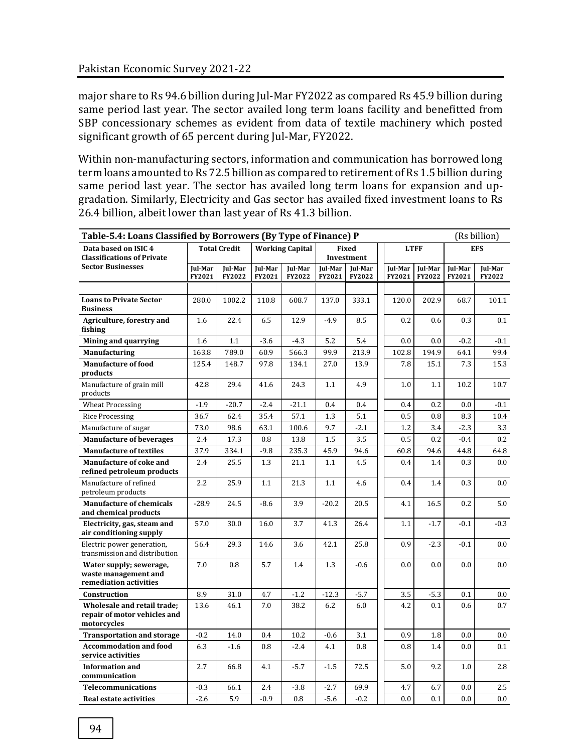major share to Rs 94.6 billion during Jul-Mar FY2022 as compared Rs 45.9 billion during same period last year. The sector availed long term loans facility and benefitted from SBP concessionary schemes as evident from data of textile machinery which posted significant growth of 65 percent during Jul-Mar, FY2022.

Within non-manufacturing sectors, information and communication has borrowed long term loans amounted to Rs 72.5 billion as compared to retirement of Rs 1.5 billion during same period last year. The sector has availed long term loans for expansion and up-gradation. Similarly, Electricity and Gas sector has availed fixed investment loans to Rs 26.4 billion, albeit lower than last year of Rs 41.3 billion.

**Table-5.4: Loans Classified by Borrowers (By Type of Finance) P** (Rs billion)

| Data based on ISIC 4 Classifications of Private Sector Businesses | Total Credit | | Working Capital | | Fixed Investment | | LTFF | | EFS | |
|---|---|---|---|---|---|---|---|---|---|---|
| | Jul-Mar FY2021 | Jul-Mar FY2022 | Jul-Mar FY2021 | Jul-Mar FY2022 | Jul-Mar FY2021 | Jul-Mar FY2022 | Jul-Mar FY2021 | Jul-Mar FY2022 | Jul-Mar FY2021 | Jul-Mar FY2022 |
| **Loans to Private Sector Business** | 280.0 | 1002.2 | 110.8 | 608.7 | 137.0 | 333.1 | 120.0 | 202.9 | 68.7 | 101.1 |
| **Agriculture, forestry and fishing** | 1.6 | 22.4 | 6.5 | 12.9 | -4.9 | 8.5 | 0.2 | 0.6 | 0.3 | 0.1 |
| **Mining and quarrying** | 1.6 | 1.1 | -3.6 | -4.3 | 5.2 | 5.4 | 0.0 | 0.0 | -0.2 | -0.1 |
| **Manufacturing** | 163.8 | 789.0 | 60.9 | 566.3 | 99.9 | 213.9 | 102.8 | 194.9 | 64.1 | 99.4 |
| **Manufacture of food products** | 125.4 | 148.7 | 97.8 | 134.1 | 27.0 | 13.9 | 7.8 | 15.1 | 7.3 | 15.3 |
| Manufacture of grain mill products | 42.8 | 29.4 | 41.6 | 24.3 | 1.1 | 4.9 | 1.0 | 1.1 | 10.2 | 10.7 |
| Wheat Processing | -1.9 | -20.7 | -2.4 | -21.1 | 0.4 | 0.4 | 0.4 | 0.2 | 0.0 | -0.1 |
| Rice Processing | 36.7 | 62.4 | 35.4 | 57.1 | 1.3 | 5.1 | 0.5 | 0.8 | 8.3 | 10.4 |
| Manufacture of sugar | 73.0 | 98.6 | 63.1 | 100.6 | 9.7 | -2.1 | 1.2 | 3.4 | -2.3 | 3.3 |
| **Manufacture of beverages** | 2.4 | 17.3 | 0.8 | 13.8 | 1.5 | 3.5 | 0.5 | 0.2 | -0.4 | 0.2 |
| **Manufacture of textiles** | 37.9 | 334.1 | -9.8 | 235.3 | 45.9 | 94.6 | 60.8 | 94.6 | 44.8 | 64.8 |
| **Manufacture of coke and refined petroleum products** | 2.4 | 25.5 | 1.3 | 21.1 | 1.1 | 4.5 | 0.4 | 1.4 | 0.3 | 0.0 |
| Manufacture of refined petroleum products | 2.2 | 25.9 | 1.1 | 21.3 | 1.1 | 4.6 | 0.4 | 1.4 | 0.3 | 0.0 |
| **Manufacture of chemicals and chemical products** | -28.9 | 24.5 | -8.6 | 3.9 | -20.2 | 20.5 | 4.1 | 16.5 | 0.2 | 5.0 |
| **Electricity, gas, steam and air conditioning supply** | 57.0 | 30.0 | 16.0 | 3.7 | 41.3 | 26.4 | 1.1 | -1.7 | -0.1 | -0.3 |
| Electric power generation, transmission and distribution | 56.4 | 29.3 | 14.6 | 3.6 | 42.1 | 25.8 | 0.9 | -2.3 | -0.1 | 0.0 |
| **Water supply; sewerage, waste management and remediation activities** | 7.0 | 0.8 | 5.7 | 1.4 | 1.3 | -0.6 | 0.0 | 0.0 | 0.0 | 0.0 |
| **Construction** | 8.9 | 31.0 | 4.7 | -1.2 | -12.3 | -5.7 | 3.5 | -5.3 | 0.1 | 0.0 |
| **Wholesale and retail trade; repair of motor vehicles and motorcycles** | 13.6 | 46.1 | 7.0 | 38.2 | 6.2 | 6.0 | 4.2 | 0.1 | 0.6 | 0.7 |
| **Transportation and storage** | -0.2 | 14.0 | 0.4 | 10.2 | -0.6 | 3.1 | 0.9 | 1.8 | 0.0 | 0.0 |
| **Accommodation and food service activities** | 6.3 | -1.6 | 0.8 | -2.4 | 4.1 | 0.8 | 0.8 | 1.4 | 0.0 | 0.1 |
| **Information and communication** | 2.7 | 66.8 | 4.1 | -5.7 | -1.5 | 72.5 | 5.0 | 9.2 | 1.0 | 2.8 |
| **Telecommunications** | -0.3 | 66.1 | 2.4 | -3.8 | -2.7 | 69.9 | 4.7 | 6.7 | 0.0 | 2.5 |
| **Real estate activities** | -2.6 | 5.9 | -0.9 | 0.8 | -5.6 | -0.2 | 0.0 | 0.1 | 0.0 | 0.0 |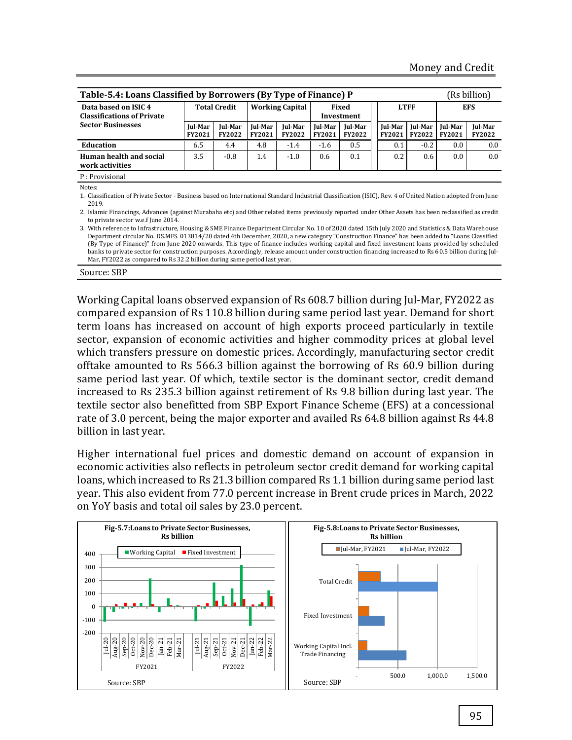**Table-5.4: Loans Classified by Borrowers (By Type of Finance) P** (Rs billion)

| Data based on ISIC 4 Classifications of Private Sector Businesses | Total Credit | | Working Capital | | Fixed Investment | | LTFF | | EFS | |
|---|---|---|---|---|---|---|---|---|---|---|
| | Jul-Mar FY2021 | Jul-Mar FY2022 | Jul-Mar FY2021 | Jul-Mar FY2022 | Jul-Mar FY2021 | Jul-Mar FY2022 | Jul-Mar FY2021 | Jul-Mar FY2022 | Jul-Mar FY2021 | Jul-Mar FY2022 |
| **Education** | 6.5 | 4.4 | 4.8 | -1.4 | -1.6 | 0.5 | 0.1 | -0.2 | 0.0 | 0.0 |
| **Human health and social work activities** | 3.5 | -0.8 | 1.4 | -1.0 | 0.6 | 0.1 | 0.2 | 0.6 | 0.0 | 0.0 |

P : Provisional

Notes:

1. Classification of Private Sector - Business based on International Standard Industrial Classification (ISIC), Rev. 4 of United Nation adopted from June 2019.
2. Islamic Financings, Advances (against Murabaha etc) and Other related items previously reported under Other Assets has been reclassified as credit to private sector w.e.f June 2014.
3. With reference to Infrastructure, Housing & SME Finance Department Circular No. 10 of 2020 dated 15th July 2020 and Statistics & Data Warehouse Department circular No. DS.MFS. 013814/20 dated 4th December, 2020, a new category "Construction Finance" has been added to "Loans Classified (By Type of Finance)" from June 2020 onwards. This type of finance includes working capital and fixed investment loans provided by scheduled banks to private sector for construction purposes. Accordingly, release amount under construction financing increased to Rs 60.5 billion during Jul-Mar, FY2022 as compared to Rs 32.2 billion during same period last year.

Source: SBP

Working Capital loans observed expansion of Rs 608.7 billion during Jul-Mar, FY2022 as compared expansion of Rs 110.8 billion during same period last year. Demand for short term loans has increased on account of high exports proceed particularly in textile sector, expansion of economic activities and higher commodity prices at global level which transfers pressure on domestic prices. Accordingly, manufacturing sector credit offtake amounted to Rs 566.3 billion against the borrowing of Rs 60.9 billion during same period last year. Of which, textile sector is the dominant sector, credit demand increased to Rs 235.3 billion against retirement of Rs 9.8 billion during last year. The textile sector also benefitted from SBP Export Finance Scheme (EFS) at a concessional rate of 3.0 percent, being the major exporter and availed Rs 64.8 billion against Rs 44.8 billion in last year.

Higher international fuel prices and domestic demand on account of expansion in economic activities also reflects in petroleum sector credit demand for working capital loans, which increased to Rs 21.3 billion compared Rs 1.1 billion during same period last year. This also evident from 77.0 percent increase in Brent crude prices in March, 2022 on YoY basis and total oil sales by 23.0 percent.

**Fig-5.7:Loans to Private Sector Businesses, Rs billion**

Source: SBP

**Fig-5.8:Loans to Private Sector Businesses, Rs billion**

Source: SBP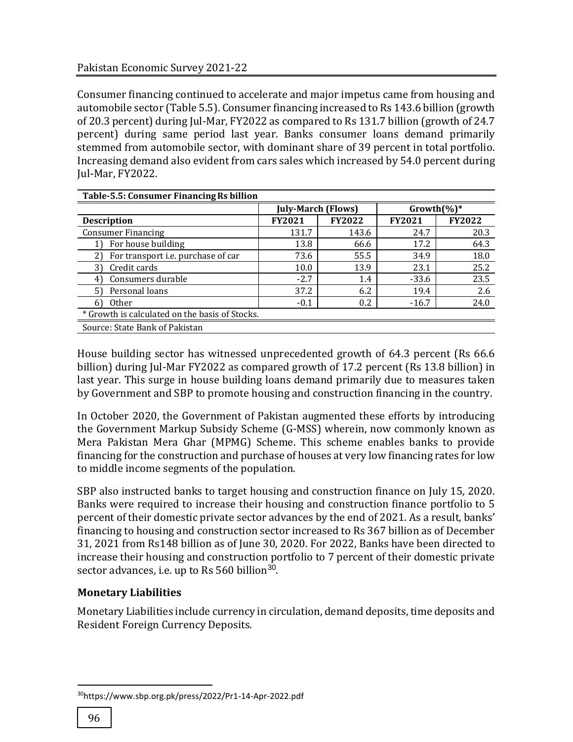Consumer financing continued to accelerate and major impetus came from housing and automobile sector (Table 5.5). Consumer financing increased to Rs 143.6 billion (growth of 20.3 percent) during Jul-Mar, FY2022 as compared to Rs 131.7 billion (growth of 24.7 percent) during same period last year. Banks consumer loans demand primarily stemmed from automobile sector, with dominant share of 39 percent in total portfolio. Increasing demand also evident from cars sales which increased by 54.0 percent during Jul-Mar, FY2022.

**Table-5.5: Consumer Financing Rs billion**

| | July-March (Flows) | | Growth(%)* | |
|---|---|---|---|---|
| **Description** | **FY2021** | **FY2022** | **FY2021** | **FY2022** |
| Consumer Financing | 131.7 | 143.6 | 24.7 | 20.3 |
| 1) For house building | 13.8 | 66.6 | 17.2 | 64.3 |
| 2) For transport i.e. purchase of car | 73.6 | 55.5 | 34.9 | 18.0 |
| 3) Credit cards | 10.0 | 13.9 | 23.1 | 25.2 |
| 4) Consumers durable | -2.7 | 1.4 | -33.6 | 23.5 |
| 5) Personal loans | 37.2 | 6.2 | 19.4 | 2.6 |
| 6) Other | -0.1 | 0.2 | -16.7 | 24.0 |

\* Growth is calculated on the basis of Stocks.

Source: State Bank of Pakistan

House building sector has witnessed unprecedented growth of 64.3 percent (Rs 66.6 billion) during Jul-Mar FY2022 as compared growth of 17.2 percent (Rs 13.8 billion) in last year. This surge in house building loans demand primarily due to measures taken by Government and SBP to promote housing and construction financing in the country.

In October 2020, the Government of Pakistan augmented these efforts by introducing the Government Markup Subsidy Scheme (G-MSS) wherein, now commonly known as Mera Pakistan Mera Ghar (MPMG) Scheme. This scheme enables banks to provide financing for the construction and purchase of houses at very low financing rates for low to middle income segments of the population.

SBP also instructed banks to target housing and construction finance on July 15, 2020. Banks were required to increase their housing and construction finance portfolio to 5 percent of their domestic private sector advances by the end of 2021. As a result, banks' financing to housing and construction sector increased to Rs 367 billion as of December 31, 2021 from Rs148 billion as of June 30, 2020. For 2022, Banks have been directed to increase their housing and construction portfolio to 7 percent of their domestic private sector advances, i.e. up to Rs 560 billion[30].

**Monetary Liabilities**

Monetary Liabilities include currency in circulation, demand deposits, time deposits and Resident Foreign Currency Deposits.

[30] https://www.sbp.org.pk/press/2022/Pr1-14-Apr-2022.pdf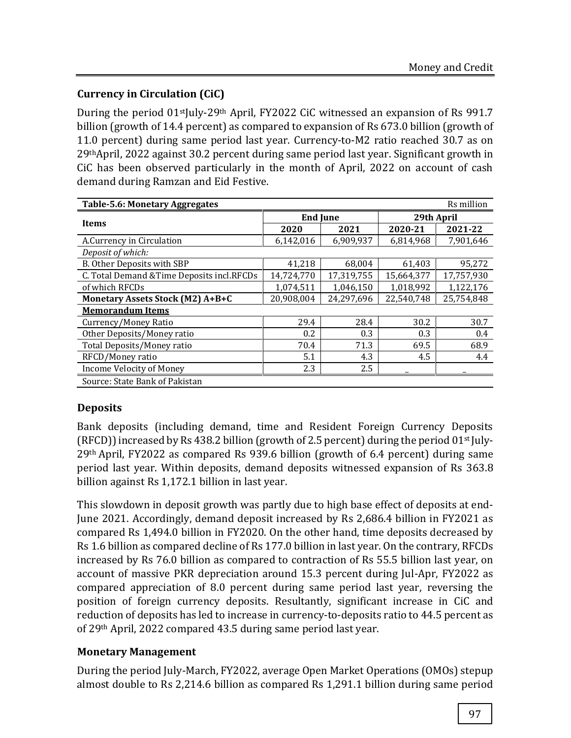## Currency in Circulation (CiC)

During the period 01st July-29th April, FY2022 CiC witnessed an expansion of Rs 991.7 billion (growth of 14.4 percent) as compared to expansion of Rs 673.0 billion (growth of 11.0 percent) during same period last year. Currency-to-M2 ratio reached 30.7 as on 29th April, 2022 against 30.2 percent during same period last year. Significant growth in CiC has been observed particularly in the month of April, 2022 on account of cash demand during Ramzan and Eid Festive.

**Table-5.6: Monetary Aggregates** Rs million

| Items | End June | | 29th April | |
|---|---|---|---|---|
| | 2020 | 2021 | 2020-21 | 2021-22 |
| A.Currency in Circulation | 6,142,016 | 6,909,937 | 6,814,968 | 7,901,646 |
| *Deposit of which:* | | | | |
| B. Other Deposits with SBP | 41,218 | 68,004 | 61,403 | 95,272 |
| C. Total Demand &Time Deposits incl.RFCDs | 14,724,770 | 17,319,755 | 15,664,377 | 17,757,930 |
| of which RFCDs | 1,074,511 | 1,046,150 | 1,018,992 | 1,122,176 |
| **Monetary Assets Stock (M2) A+B+C** | 20,908,004 | 24,297,696 | 22,540,748 | 25,754,848 |
| **Memorandum Items** | | | | |
| Currency/Money Ratio | 29.4 | 28.4 | 30.2 | 30.7 |
| Other Deposits/Money ratio | 0.2 | 0.3 | 0.3 | 0.4 |
| Total Deposits/Money ratio | 70.4 | 71.3 | 69.5 | 68.9 |
| RFCD/Money ratio | 5.1 | 4.3 | 4.5 | 4.4 |
| Income Velocity of Money | 2.3 | 2.5 | _ | _ |

Source: State Bank of Pakistan

## Deposits

Bank deposits (including demand, time and Resident Foreign Currency Deposits (RFCD)) increased by Rs 438.2 billion (growth of 2.5 percent) during the period 01st July-29th April, FY2022 as compared Rs 939.6 billion (growth of 6.4 percent) during same period last year. Within deposits, demand deposits witnessed expansion of Rs 363.8 billion against Rs 1,172.1 billion in last year.

This slowdown in deposit growth was partly due to high base effect of deposits at end-June 2021. Accordingly, demand deposit increased by Rs 2,686.4 billion in FY2021 as compared Rs 1,494.0 billion in FY2020. On the other hand, time deposits decreased by Rs 1.6 billion as compared decline of Rs 177.0 billion in last year. On the contrary, RFCDs increased by Rs 76.0 billion as compared to contraction of Rs 55.5 billion last year, on account of massive PKR depreciation around 15.3 percent during Jul-Apr, FY2022 as compared appreciation of 8.0 percent during same period last year, reversing the position of foreign currency deposits. Resultantly, significant increase in CiC and reduction of deposits has led to increase in currency-to-deposits ratio to 44.5 percent as of 29th April, 2022 compared 43.5 during same period last year.

## Monetary Management

During the period July-March, FY2022, average Open Market Operations (OMOs) stepup almost double to Rs 2,214.6 billion as compared Rs 1,291.1 billion during same period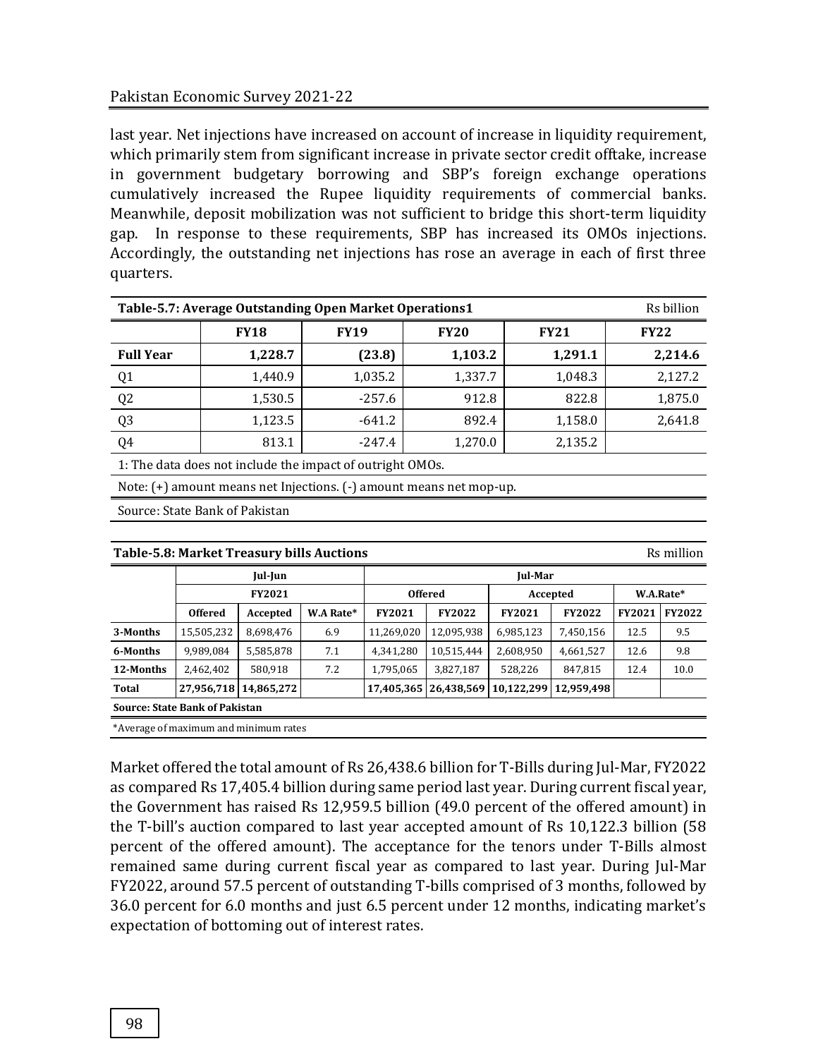last year. Net injections have increased on account of increase in liquidity requirement, which primarily stem from significant increase in private sector credit offtake, increase in government budgetary borrowing and SBP's foreign exchange operations cumulatively increased the Rupee liquidity requirements of commercial banks. Meanwhile, deposit mobilization was not sufficient to bridge this short-term liquidity gap. In response to these requirements, SBP has increased its OMOs injections. Accordingly, the outstanding net injections has rose an average in each of first three quarters.

**Table-5.7: Average Outstanding Open Market Operations1** Rs billion

| | FY18 | FY19 | FY20 | FY21 | FY22 |
|---|---|---|---|---|---|
| **Full Year** | **1,228.7** | **(23.8)** | **1,103.2** | **1,291.1** | **2,214.6** |
| Q1 | 1,440.9 | 1,035.2 | 1,337.7 | 1,048.3 | 2,127.2 |
| Q2 | 1,530.5 | -257.6 | 912.8 | 822.8 | 1,875.0 |
| Q3 | 1,123.5 | -641.2 | 892.4 | 1,158.0 | 2,641.8 |
| Q4 | 813.1 | -247.4 | 1,270.0 | 2,135.2 | |

1: The data does not include the impact of outright OMOs.

Note: (+) amount means net Injections. (-) amount means net mop-up.

Source: State Bank of Pakistan

**Table-5.8: Market Treasury bills Auctions** Rs million

| | Jul-Jun | | | Jul-Mar | | | | | |
|---|---|---|---|---|---|---|---|---|---|
| | FY2021 | | | Offered | | Accepted | | W.A.Rate* | |
| | Offered | Accepted | W.A Rate* | FY2021 | FY2022 | FY2021 | FY2022 | FY2021 | FY2022 |
| **3-Months** | 15,505,232 | 8,698,476 | 6.9 | 11,269,020 | 12,095,938 | 6,985,123 | 7,450,156 | 12.5 | 9.5 |
| **6-Months** | 9,989,084 | 5,585,878 | 7.1 | 4,341,280 | 10,515,444 | 2,608,950 | 4,661,527 | 12.6 | 9.8 |
| **12-Months** | 2,462,402 | 580,918 | 7.2 | 1,795,065 | 3,827,187 | 528,226 | 847,815 | 12.4 | 10.0 |
| **Total** | **27,956,718** | **14,865,272** | | **17,405,365** | **26,438,569** | **10,122,299** | **12,959,498** | | |

**Source: State Bank of Pakistan**

*Average of maximum and minimum rates

Market offered the total amount of Rs 26,438.6 billion for T-Bills during Jul-Mar, FY2022 as compared Rs 17,405.4 billion during same period last year. During current fiscal year, the Government has raised Rs 12,959.5 billion (49.0 percent of the offered amount) in the T-bill's auction compared to last year accepted amount of Rs 10,122.3 billion (58 percent of the offered amount). The acceptance for the tenors under T-Bills almost remained same during current fiscal year as compared to last year. During Jul-Mar FY2022, around 57.5 percent of outstanding T-bills comprised of 3 months, followed by 36.0 percent for 6.0 months and just 6.5 percent under 12 months, indicating market's expectation of bottoming out of interest rates.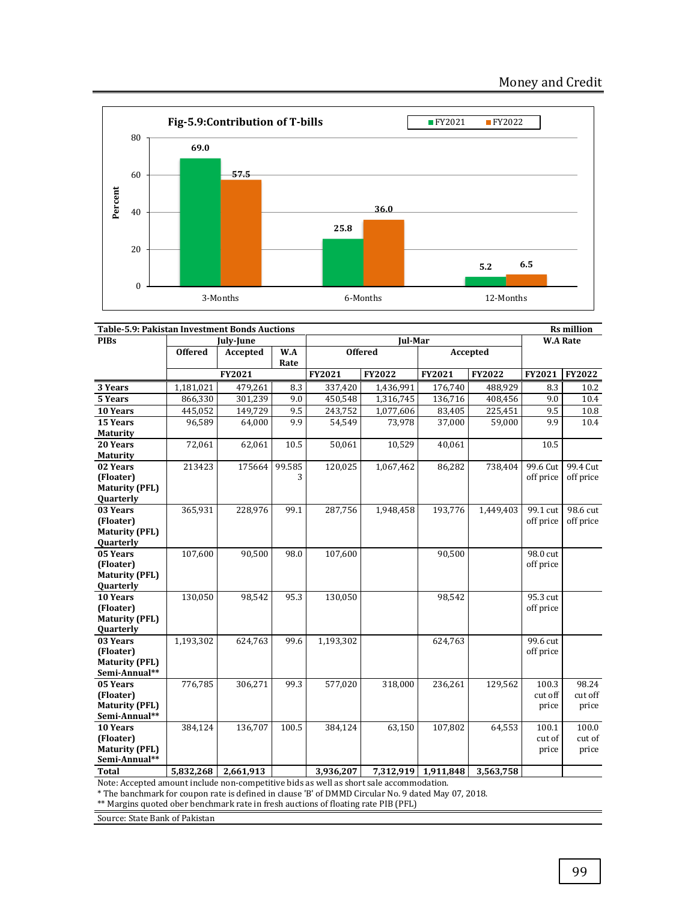**Fig-5.9:Contribution of T-bills**

| | FY2021 | FY2022 |
|---|---|---|
| 3-Months | 69.0 | 57.5 |
| 6-Months | 25.8 | 36.0 |
| 12-Months | 5.2 | 6.5 |

**Table-5.9: Pakistan Investment Bonds Auctions** (Rs million)

| PIBs | July-June | | | Jul-Mar | | | | W.A Rate | |
|---|---|---|---|---|---|---|---|---|---|
| | Offered | Accepted | W.A Rate | Offered | | Accepted | | | |
| | FY2021 | | | FY2021 | FY2022 | FY2021 | FY2022 | FY2021 | FY2022 |
| 3 Years | 1,181,021 | 479,261 | 8.3 | 337,420 | 1,436,991 | 176,740 | 488,929 | 8.3 | 10.2 |
| 5 Years | 866,330 | 301,239 | 9.0 | 450,548 | 1,316,745 | 136,716 | 408,456 | 9.0 | 10.4 |
| 10 Years | 445,052 | 149,729 | 9.5 | 243,752 | 1,077,606 | 83,405 | 225,451 | 9.5 | 10.8 |
| 15 Years Maturity | 96,589 | 64,000 | 9.9 | 54,549 | 73,978 | 37,000 | 59,000 | 9.9 | 10.4 |
| 20 Years Maturity | 72,061 | 62,061 | 10.5 | 50,061 | 10,529 | 40,061 | | 10.5 | |
| 02 Years (Floater) Maturity (PFL) Quarterly | 213423 | 175664 | 99.5853 | 120,025 | 1,067,462 | 86,282 | 738,404 | 99.6 Cut off price | 99.4 Cut off price |
| 03 Years (Floater) Maturity (PFL) Quarterly | 365,931 | 228,976 | 99.1 | 287,756 | 1,948,458 | 193,776 | 1,449,403 | 99.1 cut off price | 98.6 cut off price |
| 05 Years (Floater) Maturity (PFL) Quarterly | 107,600 | 90,500 | 98.0 | 107,600 | | 90,500 | | 98.0 cut off price | |
| 10 Years (Floater) Maturity (PFL) Quarterly | 130,050 | 98,542 | 95.3 | 130,050 | | 98,542 | | 95.3 cut off price | |
| 03 Years (Floater) Maturity (PFL) Semi-Annual** | 1,193,302 | 624,763 | 99.6 | 1,193,302 | | 624,763 | | 99.6 cut off price | |
| 05 Years (Floater) Maturity (PFL) Semi-Annual** | 776,785 | 306,271 | 99.3 | 577,020 | 318,000 | 236,261 | 129,562 | 100.3 cut off price | 98.24 cut off price |
| 10 Years (Floater) Maturity (PFL) Semi-Annual** | 384,124 | 136,707 | 100.5 | 384,124 | 63,150 | 107,802 | 64,553 | 100.1 cut of price | 100.0 cut of price |
| **Total** | **5,832,268** | **2,661,913** | | **3,936,207** | **7,312,919** | **1,911,848** | **3,563,758** | | |

Note: Accepted amount include non-competitive bids as well as short sale accommodation.

\* The banchmark for coupon rate is defined in clause 'B' of DMMD Circular No. 9 dated May 07, 2018.

** Margins quoted ober benchmark rate in fresh auctions of floating rate PIB (PFL)

Source: State Bank of Pakistan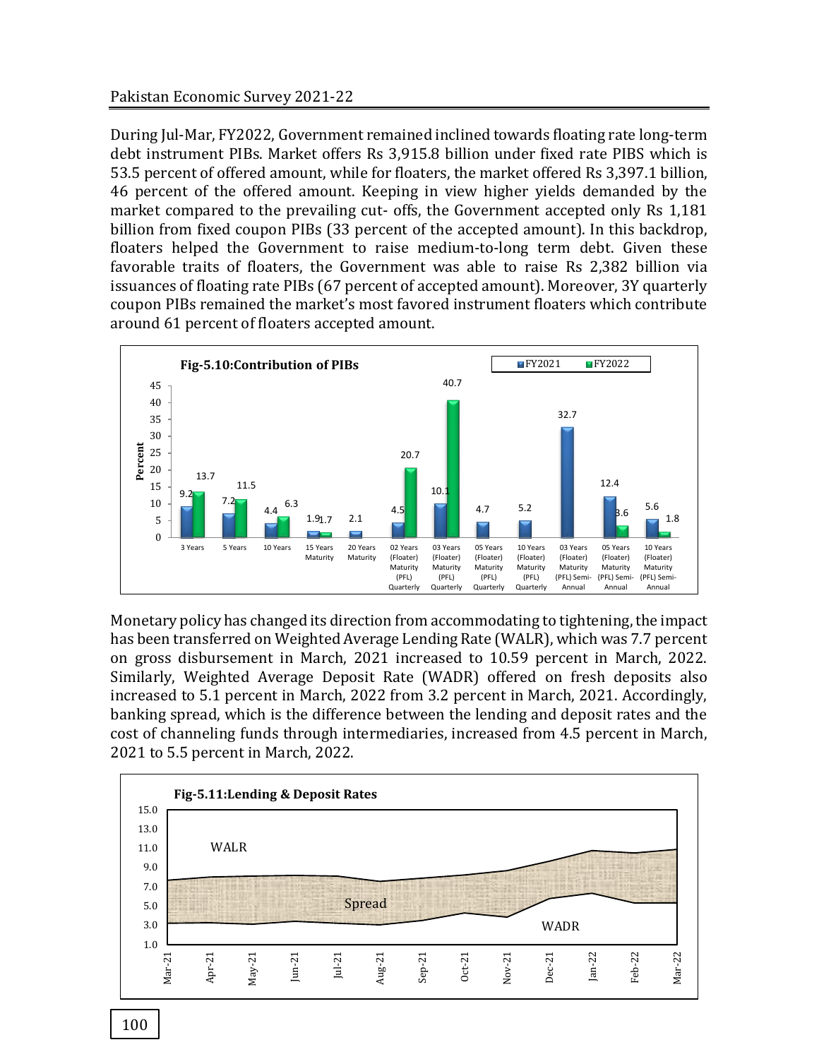During Jul-Mar, FY2022, Government remained inclined towards floating rate long-term debt instrument PIBs. Market offers Rs 3,915.8 billion under fixed rate PIBS which is 53.5 percent of offered amount, while for floaters, the market offered Rs 3,397.1 billion, 46 percent of the offered amount. Keeping in view higher yields demanded by the market compared to the prevailing cut- offs, the Government accepted only Rs 1,181 billion from fixed coupon PIBs (33 percent of the accepted amount). In this backdrop, floaters helped the Government to raise medium-to-long term debt. Given these favorable traits of floaters, the Government was able to raise Rs 2,382 billion via issuances of floating rate PIBs (67 percent of accepted amount). Moreover, 3Y quarterly coupon PIBs remained the market's most favored instrument floaters which contribute around 61 percent of floaters accepted amount.

**Fig-5.10:Contribution of PIBs**

| Instrument | FY2021 (Percent) | FY2022 (Percent) |
|---|---|---|
| 3 Years | 9.2 | 13.7 |
| 5 Years | 7.2 | 11.5 |
| 10 Years | 4.4 | 6.3 |
| 15 Years Maturity | 1.9 | 1.7 |
| 20 Years Maturity | 2.1 | |
| 02 Years (Floater) Maturity (PFL) Quarterly | 4.5 | 20.7 |
| 03 Years (Floater) Maturity (PFL) Quarterly | 10.1 | 40.7 |
| 05 Years (Floater) Maturity (PFL) Quarterly | 4.7 | |
| 10 Years (Floater) Maturity (PFL) Quarterly | 5.2 | |
| 03 Years (Floater) Maturity (PFL) Semi-Annual | 32.7 | |
| 05 Years (Floater) Maturity (PFL) Semi-Annual | 12.4 | 3.6 |
| 10 Years (Floater) Maturity (PFL) Semi-Annual | 5.6 | 1.8 |

Monetary policy has changed its direction from accommodating to tightening, the impact has been transferred on Weighted Average Lending Rate (WALR), which was 7.7 percent on gross disbursement in March, 2021 increased to 10.59 percent in March, 2022. Similarly, Weighted Average Deposit Rate (WADR) offered on fresh deposits also increased to 5.1 percent in March, 2022 from 3.2 percent in March, 2021. Accordingly, banking spread, which is the difference between the lending and deposit rates and the cost of channeling funds through intermediaries, increased from 4.5 percent in March, 2021 to 5.5 percent in March, 2022.

**Fig-5.11:Lending & Deposit Rates**

(Chart showing WALR, WADR and Spread from Mar-21 to Mar-22)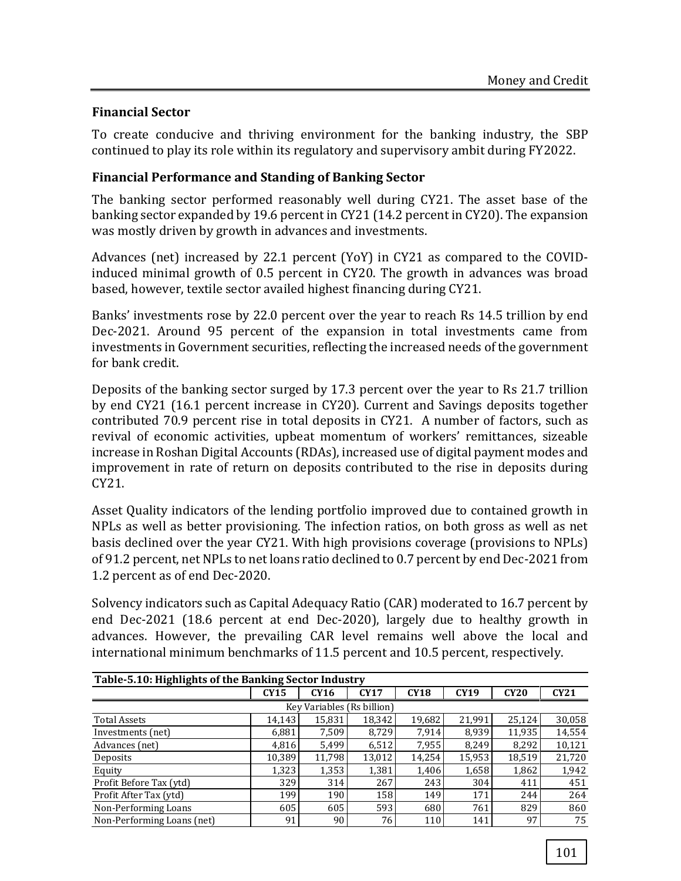## Financial Sector

To create conducive and thriving environment for the banking industry, the SBP continued to play its role within its regulatory and supervisory ambit during FY2022.

### Financial Performance and Standing of Banking Sector

The banking sector performed reasonably well during CY21. The asset base of the banking sector expanded by 19.6 percent in CY21 (14.2 percent in CY20). The expansion was mostly driven by growth in advances and investments.

Advances (net) increased by 22.1 percent (YoY) in CY21 as compared to the COVID-induced minimal growth of 0.5 percent in CY20. The growth in advances was broad based, however, textile sector availed highest financing during CY21.

Banks' investments rose by 22.0 percent over the year to reach Rs 14.5 trillion by end Dec-2021. Around 95 percent of the expansion in total investments came from investments in Government securities, reflecting the increased needs of the government for bank credit.

Deposits of the banking sector surged by 17.3 percent over the year to Rs 21.7 trillion by end CY21 (16.1 percent increase in CY20). Current and Savings deposits together contributed 70.9 percent rise in total deposits in CY21. A number of factors, such as revival of economic activities, upbeat momentum of workers' remittances, sizeable increase in Roshan Digital Accounts (RDAs), increased use of digital payment modes and improvement in rate of return on deposits contributed to the rise in deposits during CY21.

Asset Quality indicators of the lending portfolio improved due to contained growth in NPLs as well as better provisioning. The infection ratios, on both gross as well as net basis declined over the year CY21. With high provisions coverage (provisions to NPLs) of 91.2 percent, net NPLs to net loans ratio declined to 0.7 percent by end Dec-2021 from 1.2 percent as of end Dec-2020.

Solvency indicators such as Capital Adequacy Ratio (CAR) moderated to 16.7 percent by end Dec-2021 (18.6 percent at end Dec-2020), largely due to healthy growth in advances. However, the prevailing CAR level remains well above the local and international minimum benchmarks of 11.5 percent and 10.5 percent, respectively.

**Table-5.10: Highlights of the Banking Sector Industry**

| | CY15 | CY16 | CY17 | CY18 | CY19 | CY20 | CY21 |
|---|---|---|---|---|---|---|---|
| Key Variables (Rs billion) | | | | | | | |
| Total Assets | 14,143 | 15,831 | 18,342 | 19,682 | 21,991 | 25,124 | 30,058 |
| Investments (net) | 6,881 | 7,509 | 8,729 | 7,914 | 8,939 | 11,935 | 14,554 |
| Advances (net) | 4,816 | 5,499 | 6,512 | 7,955 | 8,249 | 8,292 | 10,121 |
| Deposits | 10,389 | 11,798 | 13,012 | 14,254 | 15,953 | 18,519 | 21,720 |
| Equity | 1,323 | 1,353 | 1,381 | 1,406 | 1,658 | 1,862 | 1,942 |
| Profit Before Tax (ytd) | 329 | 314 | 267 | 243 | 304 | 411 | 451 |
| Profit After Tax (ytd) | 199 | 190 | 158 | 149 | 171 | 244 | 264 |
| Non-Performing Loans | 605 | 605 | 593 | 680 | 761 | 829 | 860 |
| Non-Performing Loans (net) | 91 | 90 | 76 | 110 | 141 | 97 | 75 |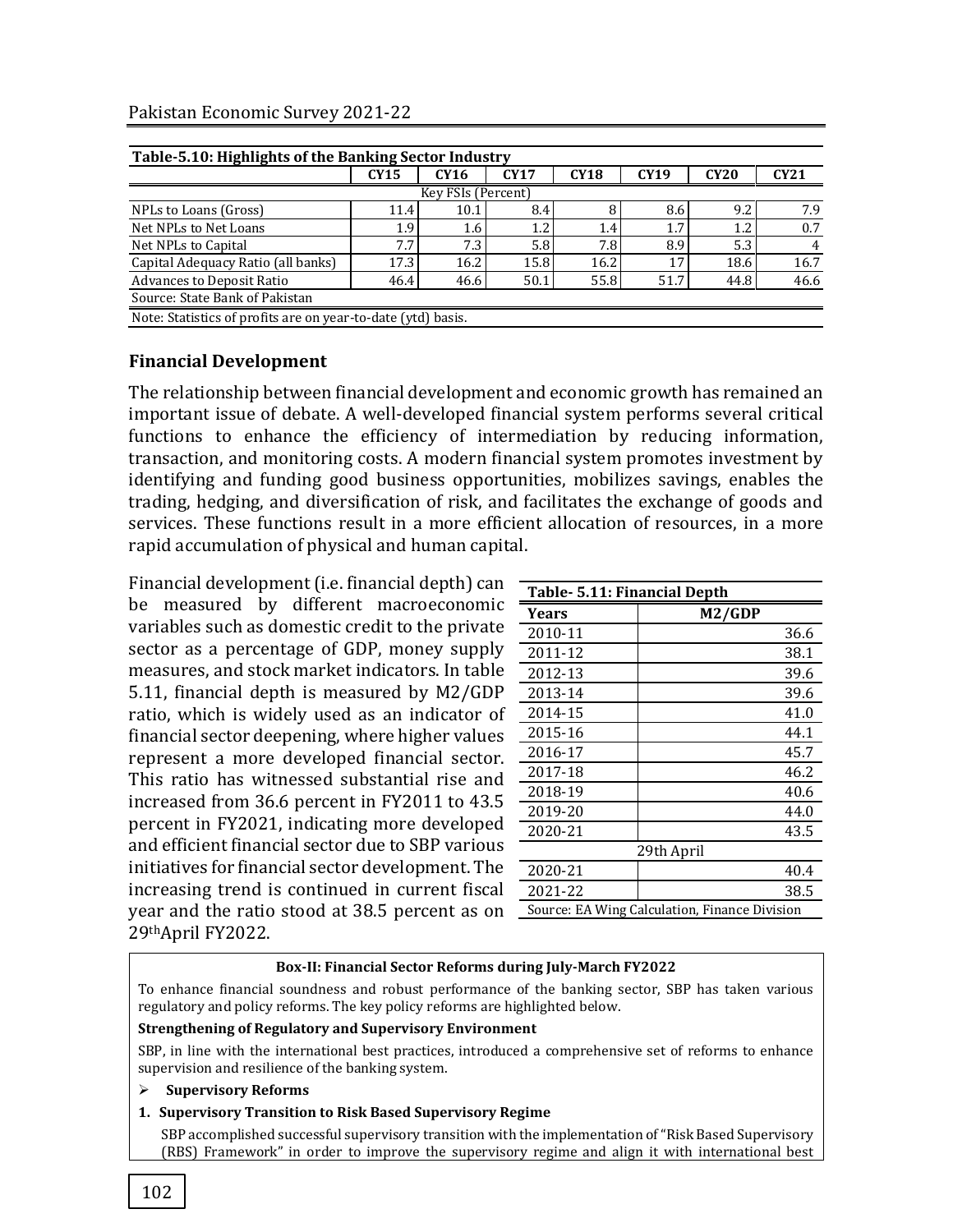**Table-5.10: Highlights of the Banking Sector Industry**

| | CY15 | CY16 | CY17 | CY18 | CY19 | CY20 | CY21 |
|---|---|---|---|---|---|---|---|
| Key FSIs (Percent) | | | | | | | |
| NPLs to Loans (Gross) | 11.4 | 10.1 | 8.4 | 8 | 8.6 | 9.2 | 7.9 |
| Net NPLs to Net Loans | 1.9 | 1.6 | 1.2 | 1.4 | 1.7 | 1.2 | 0.7 |
| Net NPLs to Capital | 7.7 | 7.3 | 5.8 | 7.8 | 8.9 | 5.3 | 4 |
| Capital Adequacy Ratio (all banks) | 17.3 | 16.2 | 15.8 | 16.2 | 17 | 18.6 | 16.7 |
| Advances to Deposit Ratio | 46.4 | 46.6 | 50.1 | 55.8 | 51.7 | 44.8 | 46.6 |

Source: State Bank of Pakistan

Note: Statistics of profits are on year-to-date (ytd) basis.

## Financial Development

The relationship between financial development and economic growth has remained an important issue of debate. A well-developed financial system performs several critical functions to enhance the efficiency of intermediation by reducing information, transaction, and monitoring costs. A modern financial system promotes investment by identifying and funding good business opportunities, mobilizes savings, enables the trading, hedging, and diversification of risk, and facilitates the exchange of goods and services. These functions result in a more efficient allocation of resources, in a more rapid accumulation of physical and human capital.

Financial development (i.e. financial depth) can be measured by different macroeconomic variables such as domestic credit to the private sector as a percentage of GDP, money supply measures, and stock market indicators. In table 5.11, financial depth is measured by M2/GDP ratio, which is widely used as an indicator of financial sector deepening, where higher values represent a more developed financial sector. This ratio has witnessed substantial rise and increased from 36.6 percent in FY2011 to 43.5 percent in FY2021, indicating more developed and efficient financial sector due to SBP various initiatives for financial sector development. The increasing trend is continued in current fiscal year and the ratio stood at 38.5 percent as on 29th April FY2022.

**Table- 5.11: Financial Depth**

| Years | M2/GDP |
|---|---|
| 2010-11 | 36.6 |
| 2011-12 | 38.1 |
| 2012-13 | 39.6 |
| 2013-14 | 39.6 |
| 2014-15 | 41.0 |
| 2015-16 | 44.1 |
| 2016-17 | 45.7 |
| 2017-18 | 46.2 |
| 2018-19 | 40.6 |
| 2019-20 | 44.0 |
| 2020-21 | 43.5 |
| 29th April | |
| 2020-21 | 40.4 |
| 2021-22 | 38.5 |

Source: EA Wing Calculation, Finance Division

**Box-II: Financial Sector Reforms during July-March FY2022**

To enhance financial soundness and robust performance of the banking sector, SBP has taken various regulatory and policy reforms. The key policy reforms are highlighted below.

**Strengthening of Regulatory and Supervisory Environment**

SBP, in line with the international best practices, introduced a comprehensive set of reforms to enhance supervision and resilience of the banking system.

- **Supervisory Reforms**

1. **Supervisory Transition to Risk Based Supervisory Regime**

   SBP accomplished successful supervisory transition with the implementation of "Risk Based Supervisory (RBS) Framework" in order to improve the supervisory regime and align it with international best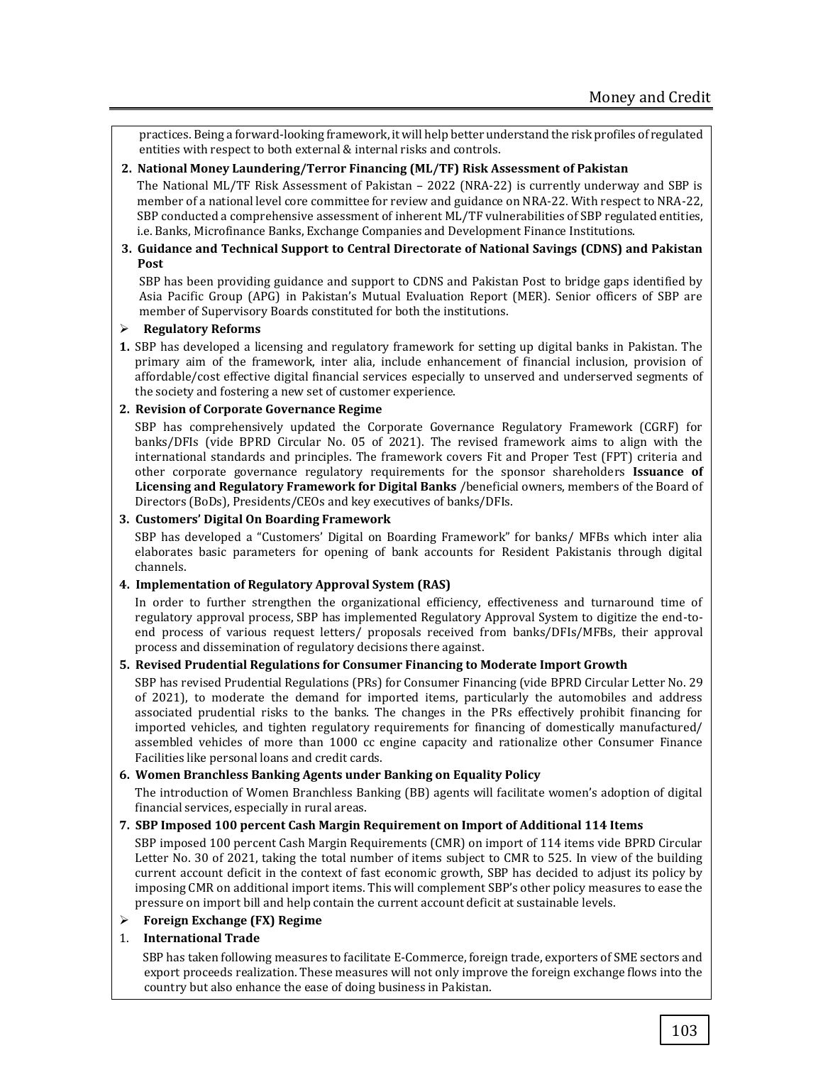practices. Being a forward-looking framework, it will help better understand the risk profiles of regulated entities with respect to both external & internal risks and controls.

**2. National Money Laundering/Terror Financing (ML/TF) Risk Assessment of Pakistan**

The National ML/TF Risk Assessment of Pakistan – 2022 (NRA-22) is currently underway and SBP is member of a national level core committee for review and guidance on NRA-22. With respect to NRA-22, SBP conducted a comprehensive assessment of inherent ML/TF vulnerabilities of SBP regulated entities, i.e. Banks, Microfinance Banks, Exchange Companies and Development Finance Institutions.

**3. Guidance and Technical Support to Central Directorate of National Savings (CDNS) and Pakistan Post**

SBP has been providing guidance and support to CDNS and Pakistan Post to bridge gaps identified by Asia Pacific Group (APG) in Pakistan's Mutual Evaluation Report (MER). Senior officers of SBP are member of Supervisory Boards constituted for both the institutions.

➢ **Regulatory Reforms**

**1.** SBP has developed a licensing and regulatory framework for setting up digital banks in Pakistan. The primary aim of the framework, inter alia, include enhancement of financial inclusion, provision of affordable/cost effective digital financial services especially to unserved and underserved segments of the society and fostering a new set of customer experience.

**2. Revision of Corporate Governance Regime**

SBP has comprehensively updated the Corporate Governance Regulatory Framework (CGRF) for banks/DFIs (vide BPRD Circular No. 05 of 2021). The revised framework aims to align with the international standards and principles. The framework covers Fit and Proper Test (FPT) criteria and other corporate governance regulatory requirements for the sponsor shareholders **Issuance of Licensing and Regulatory Framework for Digital Banks** /beneficial owners, members of the Board of Directors (BoDs), Presidents/CEOs and key executives of banks/DFIs.

**3. Customers' Digital On Boarding Framework**

SBP has developed a "Customers' Digital on Boarding Framework" for banks/ MFBs which inter alia elaborates basic parameters for opening of bank accounts for Resident Pakistanis through digital channels.

**4. Implementation of Regulatory Approval System (RAS)**

In order to further strengthen the organizational efficiency, effectiveness and turnaround time of regulatory approval process, SBP has implemented Regulatory Approval System to digitize the end-to-end process of various request letters/ proposals received from banks/DFIs/MFBs, their approval process and dissemination of regulatory decisions there against.

**5. Revised Prudential Regulations for Consumer Financing to Moderate Import Growth**

SBP has revised Prudential Regulations (PRs) for Consumer Financing (vide BPRD Circular Letter No. 29 of 2021), to moderate the demand for imported items, particularly the automobiles and address associated prudential risks to the banks. The changes in the PRs effectively prohibit financing for imported vehicles, and tighten regulatory requirements for financing of domestically manufactured/ assembled vehicles of more than 1000 cc engine capacity and rationalize other Consumer Finance Facilities like personal loans and credit cards.

**6. Women Branchless Banking Agents under Banking on Equality Policy**

The introduction of Women Branchless Banking (BB) agents will facilitate women's adoption of digital financial services, especially in rural areas.

**7. SBP Imposed 100 percent Cash Margin Requirement on Import of Additional 114 Items**

SBP imposed 100 percent Cash Margin Requirements (CMR) on import of 114 items vide BPRD Circular Letter No. 30 of 2021, taking the total number of items subject to CMR to 525. In view of the building current account deficit in the context of fast economic growth, SBP has decided to adjust its policy by imposing CMR on additional import items. This will complement SBP's other policy measures to ease the pressure on import bill and help contain the current account deficit at sustainable levels.

➢ **Foreign Exchange (FX) Regime**

1. **International Trade**

SBP has taken following measures to facilitate E-Commerce, foreign trade, exporters of SME sectors and export proceeds realization. These measures will not only improve the foreign exchange flows into the country but also enhance the ease of doing business in Pakistan.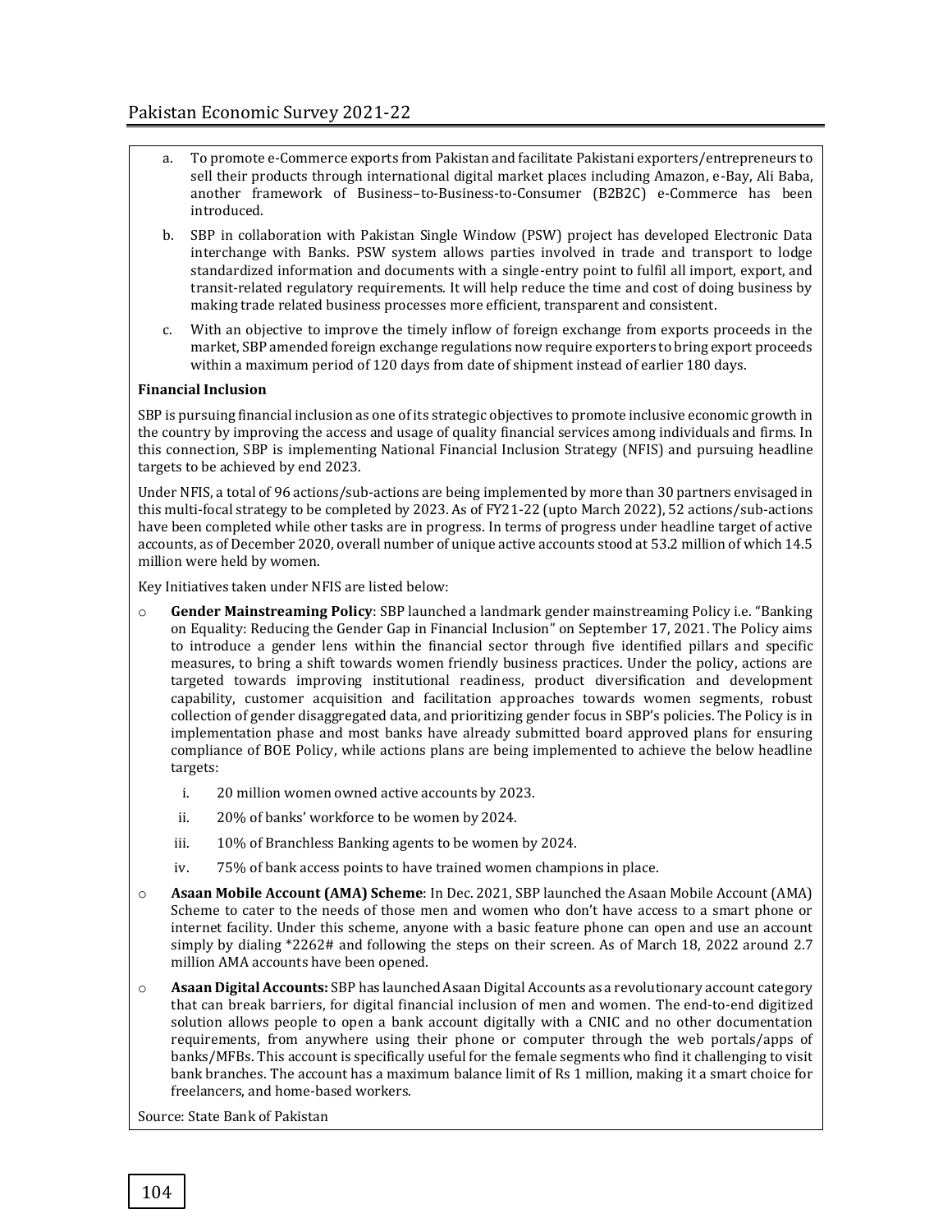a. To promote e-Commerce exports from Pakistan and facilitate Pakistani exporters/entrepreneurs to sell their products through international digital market places including Amazon, e-Bay, Ali Baba, another framework of Business–to-Business-to-Consumer (B2B2C) e-Commerce has been introduced.

b. SBP in collaboration with Pakistan Single Window (PSW) project has developed Electronic Data interchange with Banks. PSW system allows parties involved in trade and transport to lodge standardized information and documents with a single-entry point to fulfil all import, export, and transit-related regulatory requirements. It will help reduce the time and cost of doing business by making trade related business processes more efficient, transparent and consistent.

c. With an objective to improve the timely inflow of foreign exchange from exports proceeds in the market, SBP amended foreign exchange regulations now require exporters to bring export proceeds within a maximum period of 120 days from date of shipment instead of earlier 180 days.

**Financial Inclusion**

SBP is pursuing financial inclusion as one of its strategic objectives to promote inclusive economic growth in the country by improving the access and usage of quality financial services among individuals and firms. In this connection, SBP is implementing National Financial Inclusion Strategy (NFIS) and pursuing headline targets to be achieved by end 2023.

Under NFIS, a total of 96 actions/sub-actions are being implemented by more than 30 partners envisaged in this multi-focal strategy to be completed by 2023. As of FY21-22 (upto March 2022), 52 actions/sub-actions have been completed while other tasks are in progress. In terms of progress under headline target of active accounts, as of December 2020, overall number of unique active accounts stood at 53.2 million of which 14.5 million were held by women.

Key Initiatives taken under NFIS are listed below:

- **Gender Mainstreaming Policy**: SBP launched a landmark gender mainstreaming Policy i.e. "Banking on Equality: Reducing the Gender Gap in Financial Inclusion" on September 17, 2021. The Policy aims to introduce a gender lens within the financial sector through five identified pillars and specific measures, to bring a shift towards women friendly business practices. Under the policy, actions are targeted towards improving institutional readiness, product diversification and development capability, customer acquisition and facilitation approaches towards women segments, robust collection of gender disaggregated data, and prioritizing gender focus in SBP's policies. The Policy is in implementation phase and most banks have already submitted board approved plans for ensuring compliance of BOE Policy, while actions plans are being implemented to achieve the below headline targets:

  i. 20 million women owned active accounts by 2023.

  ii. 20% of banks' workforce to be women by 2024.

  iii. 10% of Branchless Banking agents to be women by 2024.

  iv. 75% of bank access points to have trained women champions in place.

- **Asaan Mobile Account (AMA) Scheme**: In Dec. 2021, SBP launched the Asaan Mobile Account (AMA) Scheme to cater to the needs of those men and women who don't have access to a smart phone or internet facility. Under this scheme, anyone with a basic feature phone can open and use an account simply by dialing *2262# and following the steps on their screen. As of March 18, 2022 around 2.7 million AMA accounts have been opened.

- **Asaan Digital Accounts:** SBP has launched Asaan Digital Accounts as a revolutionary account category that can break barriers, for digital financial inclusion of men and women. The end-to-end digitized solution allows people to open a bank account digitally with a CNIC and no other documentation requirements, from anywhere using their phone or computer through the web portals/apps of banks/MFBs. This account is specifically useful for the female segments who find it challenging to visit bank branches. The account has a maximum balance limit of Rs 1 million, making it a smart choice for freelancers, and home-based workers.

Source: State Bank of Pakistan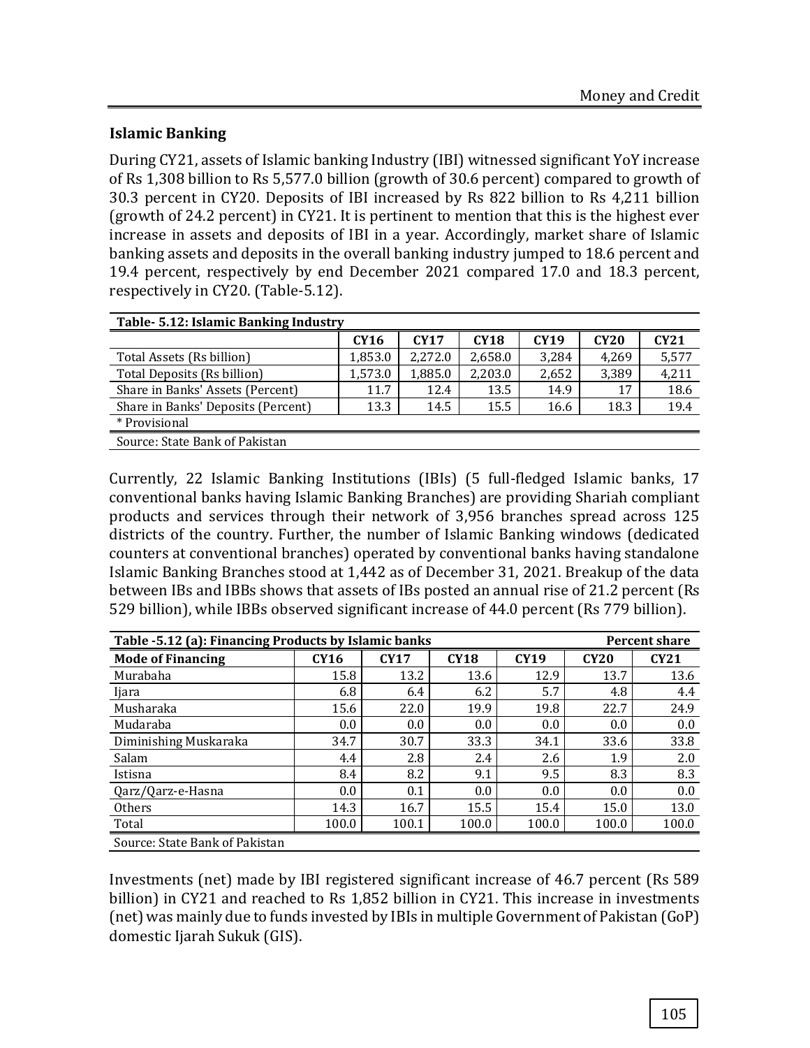## Islamic Banking

During CY21, assets of Islamic banking Industry (IBI) witnessed significant YoY increase of Rs 1,308 billion to Rs 5,577.0 billion (growth of 30.6 percent) compared to growth of 30.3 percent in CY20. Deposits of IBI increased by Rs 822 billion to Rs 4,211 billion (growth of 24.2 percent) in CY21. It is pertinent to mention that this is the highest ever increase in assets and deposits of IBI in a year. Accordingly, market share of Islamic banking assets and deposits in the overall banking industry jumped to 18.6 percent and 19.4 percent, respectively by end December 2021 compared 17.0 and 18.3 percent, respectively in CY20. (Table-5.12).

**Table- 5.12: Islamic Banking Industry**

| | CY16 | CY17 | CY18 | CY19 | CY20 | CY21 |
|---|---|---|---|---|---|---|
| Total Assets (Rs billion) | 1,853.0 | 2,272.0 | 2,658.0 | 3,284 | 4,269 | 5,577 |
| Total Deposits (Rs billion) | 1,573.0 | 1,885.0 | 2,203.0 | 2,652 | 3,389 | 4,211 |
| Share in Banks' Assets (Percent) | 11.7 | 12.4 | 13.5 | 14.9 | 17 | 18.6 |
| Share in Banks' Deposits (Percent) | 13.3 | 14.5 | 15.5 | 16.6 | 18.3 | 19.4 |

* Provisional

Source: State Bank of Pakistan

Currently, 22 Islamic Banking Institutions (IBIs) (5 full-fledged Islamic banks, 17 conventional banks having Islamic Banking Branches) are providing Shariah compliant products and services through their network of 3,956 branches spread across 125 districts of the country. Further, the number of Islamic Banking windows (dedicated counters at conventional branches) operated by conventional banks having standalone Islamic Banking Branches stood at 1,442 as of December 31, 2021. Breakup of the data between IBs and IBBs shows that assets of IBs posted an annual rise of 21.2 percent (Rs 529 billion), while IBBs observed significant increase of 44.0 percent (Rs 779 billion).

**Table -5.12 (a): Financing Products by Islamic banks** — Percent share

| Mode of Financing | CY16 | CY17 | CY18 | CY19 | CY20 | CY21 |
|---|---|---|---|---|---|---|
| Murabaha | 15.8 | 13.2 | 13.6 | 12.9 | 13.7 | 13.6 |
| Ijara | 6.8 | 6.4 | 6.2 | 5.7 | 4.8 | 4.4 |
| Musharaka | 15.6 | 22.0 | 19.9 | 19.8 | 22.7 | 24.9 |
| Mudaraba | 0.0 | 0.0 | 0.0 | 0.0 | 0.0 | 0.0 |
| Diminishing Muskaraka | 34.7 | 30.7 | 33.3 | 34.1 | 33.6 | 33.8 |
| Salam | 4.4 | 2.8 | 2.4 | 2.6 | 1.9 | 2.0 |
| Istisna | 8.4 | 8.2 | 9.1 | 9.5 | 8.3 | 8.3 |
| Qarz/Qarz-e-Hasna | 0.0 | 0.1 | 0.0 | 0.0 | 0.0 | 0.0 |
| Others | 14.3 | 16.7 | 15.5 | 15.4 | 15.0 | 13.0 |
| Total | 100.0 | 100.1 | 100.0 | 100.0 | 100.0 | 100.0 |

Source: State Bank of Pakistan

Investments (net) made by IBI registered significant increase of 46.7 percent (Rs 589 billion) in CY21 and reached to Rs 1,852 billion in CY21. This increase in investments (net) was mainly due to funds invested by IBIs in multiple Government of Pakistan (GoP) domestic Ijarah Sukuk (GIS).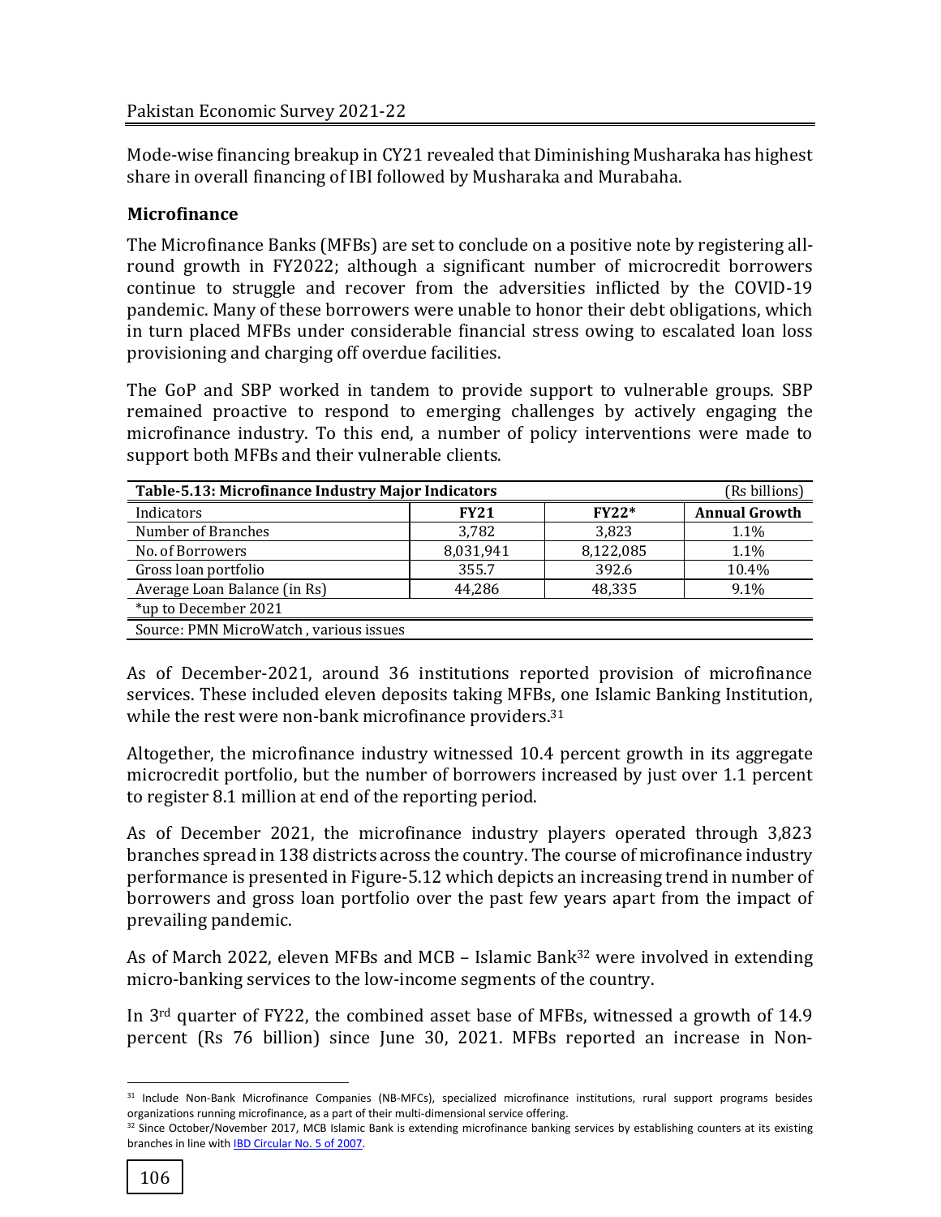Mode-wise financing breakup in CY21 revealed that Diminishing Musharaka has highest share in overall financing of IBI followed by Musharaka and Murabaha.

## Microfinance

The Microfinance Banks (MFBs) are set to conclude on a positive note by registering all-round growth in FY2022; although a significant number of microcredit borrowers continue to struggle and recover from the adversities inflicted by the COVID-19 pandemic. Many of these borrowers were unable to honor their debt obligations, which in turn placed MFBs under considerable financial stress owing to escalated loan loss provisioning and charging off overdue facilities.

The GoP and SBP worked in tandem to provide support to vulnerable groups. SBP remained proactive to respond to emerging challenges by actively engaging the microfinance industry. To this end, a number of policy interventions were made to support both MFBs and their vulnerable clients.

**Table-5.13: Microfinance Industry Major Indicators** (Rs billions)

| Indicators | FY21 | FY22* | Annual Growth |
|---|---|---|---|
| Number of Branches | 3,782 | 3,823 | 1.1% |
| No. of Borrowers | 8,031,941 | 8,122,085 | 1.1% |
| Gross loan portfolio | 355.7 | 392.6 | 10.4% |
| Average Loan Balance (in Rs) | 44,286 | 48,335 | 9.1% |

*up to December 2021

Source: PMN MicroWatch , various issues

As of December-2021, around 36 institutions reported provision of microfinance services. These included eleven deposits taking MFBs, one Islamic Banking Institution, while the rest were non-bank microfinance providers.[31]

Altogether, the microfinance industry witnessed 10.4 percent growth in its aggregate microcredit portfolio, but the number of borrowers increased by just over 1.1 percent to register 8.1 million at end of the reporting period.

As of December 2021, the microfinance industry players operated through 3,823 branches spread in 138 districts across the country. The course of microfinance industry performance is presented in Figure-5.12 which depicts an increasing trend in number of borrowers and gross loan portfolio over the past few years apart from the impact of prevailing pandemic.

As of March 2022, eleven MFBs and MCB – Islamic Bank[32] were involved in extending micro-banking services to the low-income segments of the country.

In 3rd quarter of FY22, the combined asset base of MFBs, witnessed a growth of 14.9 percent (Rs 76 billion) since June 30, 2021. MFBs reported an increase in Non-

[31] Include Non-Bank Microfinance Companies (NB-MFCs), specialized microfinance institutions, rural support programs besides organizations running microfinance, as a part of their multi-dimensional service offering.

[32] Since October/November 2017, MCB Islamic Bank is extending microfinance banking services by establishing counters at its existing branches in line with IBD Circular No. 5 of 2007.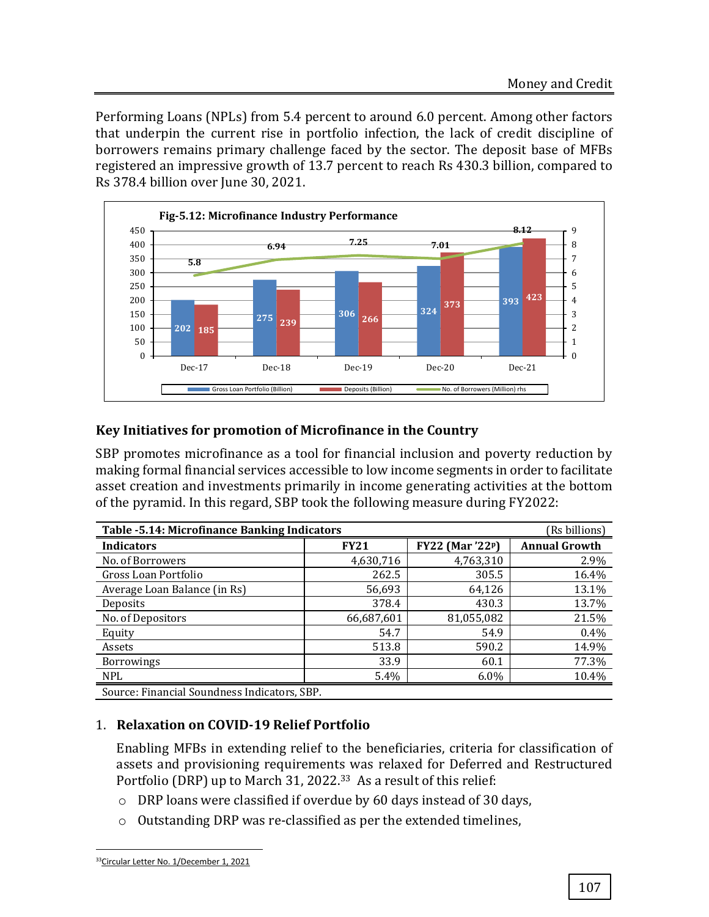Performing Loans (NPLs) from 5.4 percent to around 6.0 percent. Among other factors that underpin the current rise in portfolio infection, the lack of credit discipline of borrowers remains primary challenge faced by the sector. The deposit base of MFBs registered an impressive growth of 13.7 percent to reach Rs 430.3 billion, compared to Rs 378.4 billion over June 30, 2021.

**Fig-5.12: Microfinance Industry Performance**

| | Dec-17 | Dec-18 | Dec-19 | Dec-20 | Dec-21 |
|---|---|---|---|---|---|
| Gross Loan Portfolio (Billion) | 202 | 275 | 306 | 324 | 393 |
| Deposits (Billion) | 185 | 239 | 266 | 373 | 423 |
| No. of Borrowers (Million) rhs | 5.8 | 6.94 | 7.25 | 7.01 | 8.12 |

### Key Initiatives for promotion of Microfinance in the Country

SBP promotes microfinance as a tool for financial inclusion and poverty reduction by making formal financial services accessible to low income segments in order to facilitate asset creation and investments primarily in income generating activities at the bottom of the pyramid. In this regard, SBP took the following measure during FY2022:

**Table -5.14: Microfinance Banking Indicators** (Rs billions)

| Indicators | FY21 | FY22 (Mar '22P) | Annual Growth |
|---|---|---|---|
| No. of Borrowers | 4,630,716 | 4,763,310 | 2.9% |
| Gross Loan Portfolio | 262.5 | 305.5 | 16.4% |
| Average Loan Balance (in Rs) | 56,693 | 64,126 | 13.1% |
| Deposits | 378.4 | 430.3 | 13.7% |
| No. of Depositors | 66,687,601 | 81,055,082 | 21.5% |
| Equity | 54.7 | 54.9 | 0.4% |
| Assets | 513.8 | 590.2 | 14.9% |
| Borrowings | 33.9 | 60.1 | 77.3% |
| NPL | 5.4% | 6.0% | 10.4% |

Source: Financial Soundness Indicators, SBP.

1. **Relaxation on COVID-19 Relief Portfolio**

   Enabling MFBs in extending relief to the beneficiaries, criteria for classification of assets and provisioning requirements was relaxed for Deferred and Restructured Portfolio (DRP) up to March 31, 2022.[33] As a result of this relief:

   - DRP loans were classified if overdue by 60 days instead of 30 days,
   - Outstanding DRP was re-classified as per the extended timelines,

[33] Circular Letter No. 1/December 1, 2021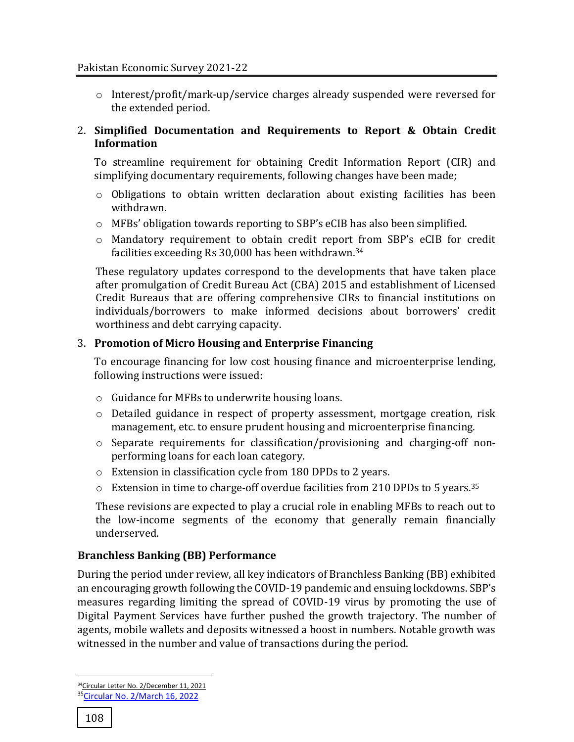- Interest/profit/mark-up/service charges already suspended were reversed for the extended period.

2. **Simplified Documentation and Requirements to Report & Obtain Credit Information**

   To streamline requirement for obtaining Credit Information Report (CIR) and simplifying documentary requirements, following changes have been made;

   - Obligations to obtain written declaration about existing facilities has been withdrawn.
   - MFBs' obligation towards reporting to SBP's eCIB has also been simplified.
   - Mandatory requirement to obtain credit report from SBP's eCIB for credit facilities exceeding Rs 30,000 has been withdrawn.[34]

   These regulatory updates correspond to the developments that have taken place after promulgation of Credit Bureau Act (CBA) 2015 and establishment of Licensed Credit Bureaus that are offering comprehensive CIRs to financial institutions on individuals/borrowers to make informed decisions about borrowers' credit worthiness and debt carrying capacity.

3. **Promotion of Micro Housing and Enterprise Financing**

   To encourage financing for low cost housing finance and microenterprise lending, following instructions were issued:

   - Guidance for MFBs to underwrite housing loans.
   - Detailed guidance in respect of property assessment, mortgage creation, risk management, etc. to ensure prudent housing and microenterprise financing.
   - Separate requirements for classification/provisioning and charging-off non-performing loans for each loan category.
   - Extension in classification cycle from 180 DPDs to 2 years.
   - Extension in time to charge-off overdue facilities from 210 DPDs to 5 years.[35]

   These revisions are expected to play a crucial role in enabling MFBs to reach out to the low-income segments of the economy that generally remain financially underserved.

**Branchless Banking (BB) Performance**

During the period under review, all key indicators of Branchless Banking (BB) exhibited an encouraging growth following the COVID-19 pandemic and ensuing lockdowns. SBP's measures regarding limiting the spread of COVID-19 virus by promoting the use of Digital Payment Services have further pushed the growth trajectory. The number of agents, mobile wallets and deposits witnessed a boost in numbers. Notable growth was witnessed in the number and value of transactions during the period.

---

[34] Circular Letter No. 2/December 11, 2021

[35] Circular No. 2/March 16, 2022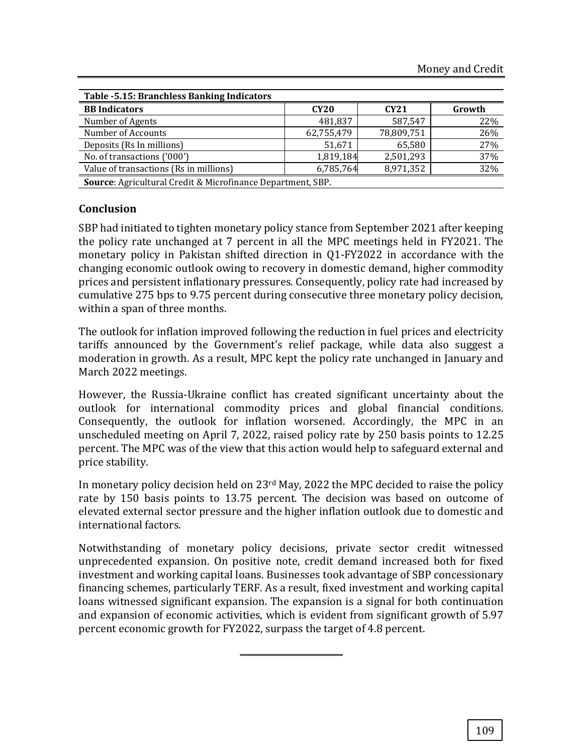**Table -5.15: Branchless Banking Indicators**

| BB Indicators | CY20 | CY21 | Growth |
|---|---|---|---|
| Number of Agents | 481,837 | 587,547 | 22% |
| Number of Accounts | 62,755,479 | 78,809,751 | 26% |
| Deposits (Rs In millions) | 51,671 | 65,580 | 27% |
| No. of transactions ('000') | 1,819,184 | 2,501,293 | 37% |
| Value of transactions (Rs in millions) | 6,785,764 | 8,971,352 | 32% |

**Source**: Agricultural Credit & Microfinance Department, SBP.

## Conclusion

SBP had initiated to tighten monetary policy stance from September 2021 after keeping the policy rate unchanged at 7 percent in all the MPC meetings held in FY2021. The monetary policy in Pakistan shifted direction in Q1-FY2022 in accordance with the changing economic outlook owing to recovery in domestic demand, higher commodity prices and persistent inflationary pressures. Consequently, policy rate had increased by cumulative 275 bps to 9.75 percent during consecutive three monetary policy decision, within a span of three months.

The outlook for inflation improved following the reduction in fuel prices and electricity tariffs announced by the Government's relief package, while data also suggest a moderation in growth. As a result, MPC kept the policy rate unchanged in January and March 2022 meetings.

However, the Russia-Ukraine conflict has created significant uncertainty about the outlook for international commodity prices and global financial conditions. Consequently, the outlook for inflation worsened. Accordingly, the MPC in an unscheduled meeting on April 7, 2022, raised policy rate by 250 basis points to 12.25 percent. The MPC was of the view that this action would help to safeguard external and price stability.

In monetary policy decision held on 23rd May, 2022 the MPC decided to raise the policy rate by 150 basis points to 13.75 percent. The decision was based on outcome of elevated external sector pressure and the higher inflation outlook due to domestic and international factors.

Notwithstanding of monetary policy decisions, private sector credit witnessed unprecedented expansion. On positive note, credit demand increased both for fixed investment and working capital loans. Businesses took advantage of SBP concessionary financing schemes, particularly TERF. As a result, fixed investment and working capital loans witnessed significant expansion. The expansion is a signal for both continuation and expansion of economic activities, which is evident from significant growth of 5.97 percent economic growth for FY2022, surpass the target of 4.8 percent.